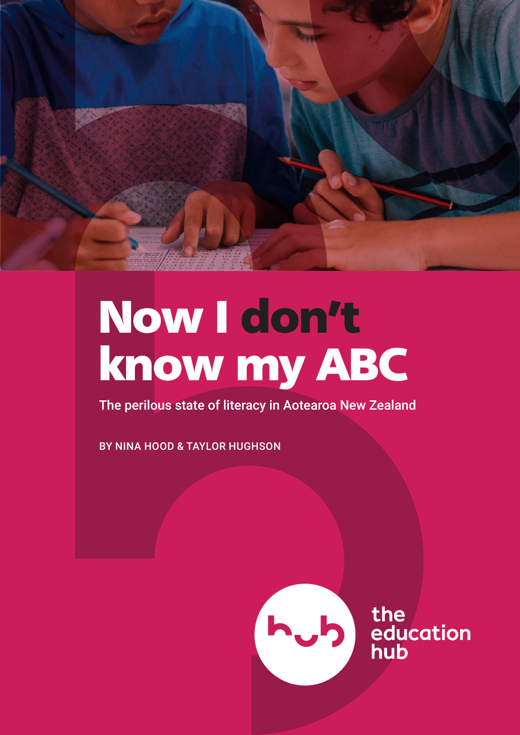# Now I don't know my ABC

The perilous state of literacy in Aotearoa New Zealand

BY NINA HOOD & TAYLOR HUGHSON

the education hub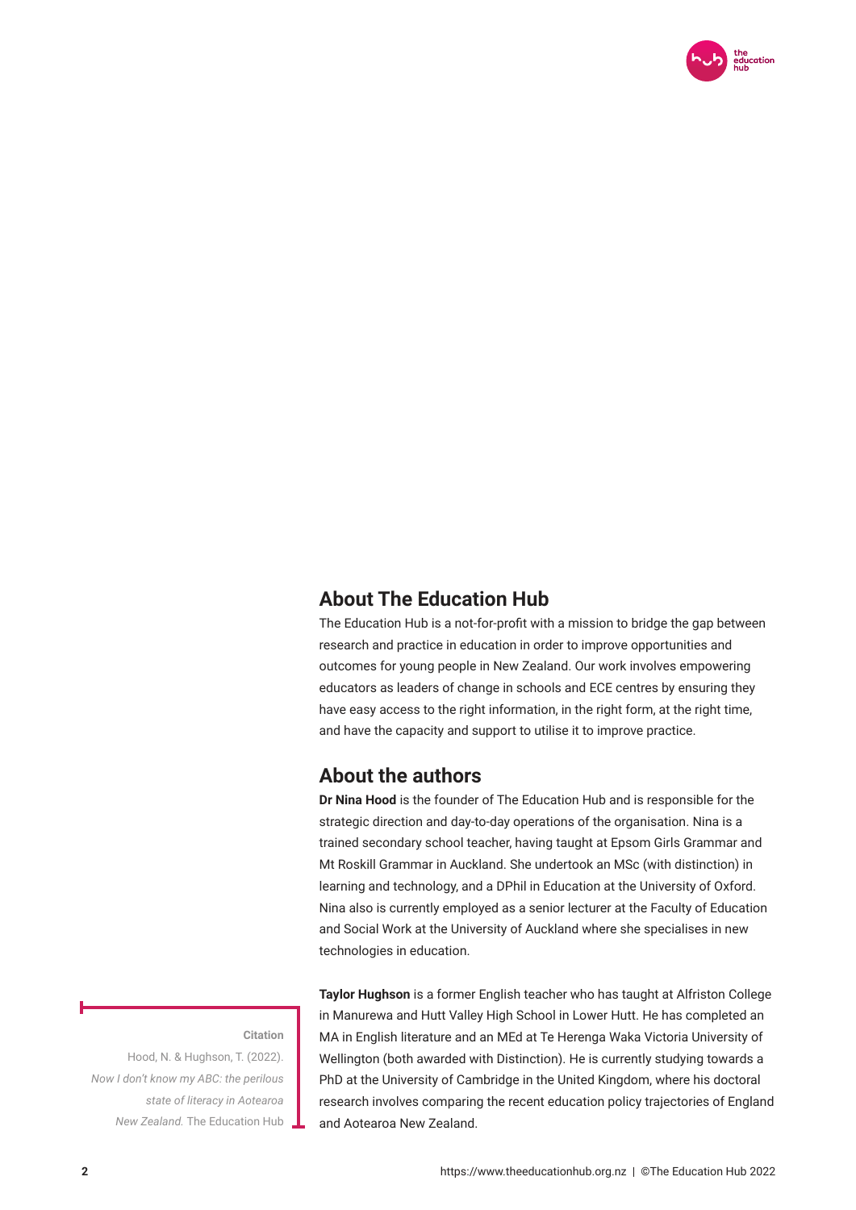## About The Education Hub

The Education Hub is a not-for-profit with a mission to bridge the gap between research and practice in education in order to improve opportunities and outcomes for young people in New Zealand. Our work involves empowering educators as leaders of change in schools and ECE centres by ensuring they have easy access to the right information, in the right form, at the right time, and have the capacity and support to utilise it to improve practice.

## About the authors

**Dr Nina Hood** is the founder of The Education Hub and is responsible for the strategic direction and day-to-day operations of the organisation. Nina is a trained secondary school teacher, having taught at Epsom Girls Grammar and Mt Roskill Grammar in Auckland. She undertook an MSc (with distinction) in learning and technology, and a DPhil in Education at the University of Oxford. Nina also is currently employed as a senior lecturer at the Faculty of Education and Social Work at the University of Auckland where she specialises in new technologies in education.

**Taylor Hughson** is a former English teacher who has taught at Alfriston College in Manurewa and Hutt Valley High School in Lower Hutt. He has completed an MA in English literature and an MEd at Te Herenga Waka Victoria University of Wellington (both awarded with Distinction). He is currently studying towards a PhD at the University of Cambridge in the United Kingdom, where his doctoral research involves comparing the recent education policy trajectories of England and Aotearoa New Zealand.

**Citation**

Hood, N. & Hughson, T. (2022). *Now I don't know my ABC: the perilous state of literacy in Aotearoa New Zealand.* The Education Hub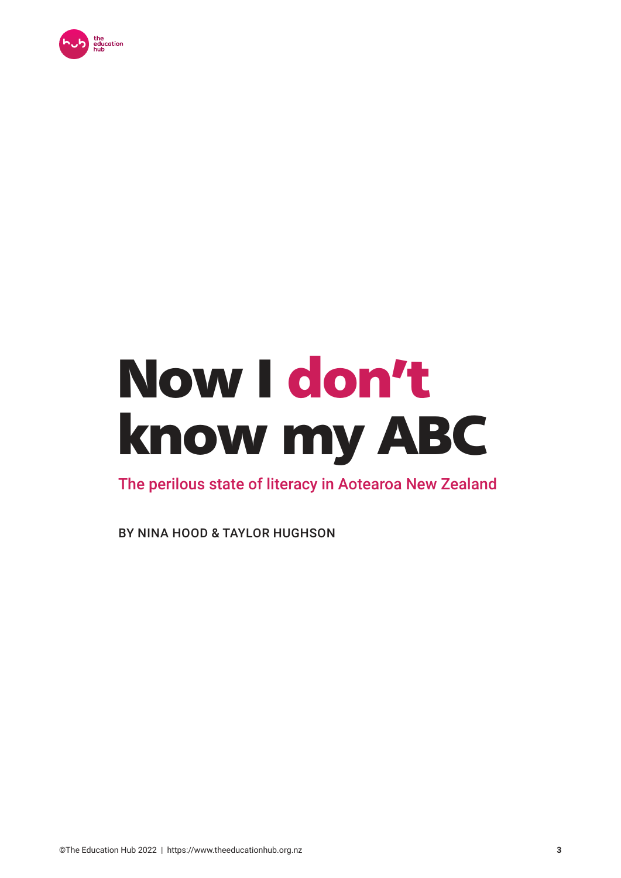# Now I don't know my ABC

## The perilous state of literacy in Aotearoa New Zealand

BY NINA HOOD & TAYLOR HUGHSON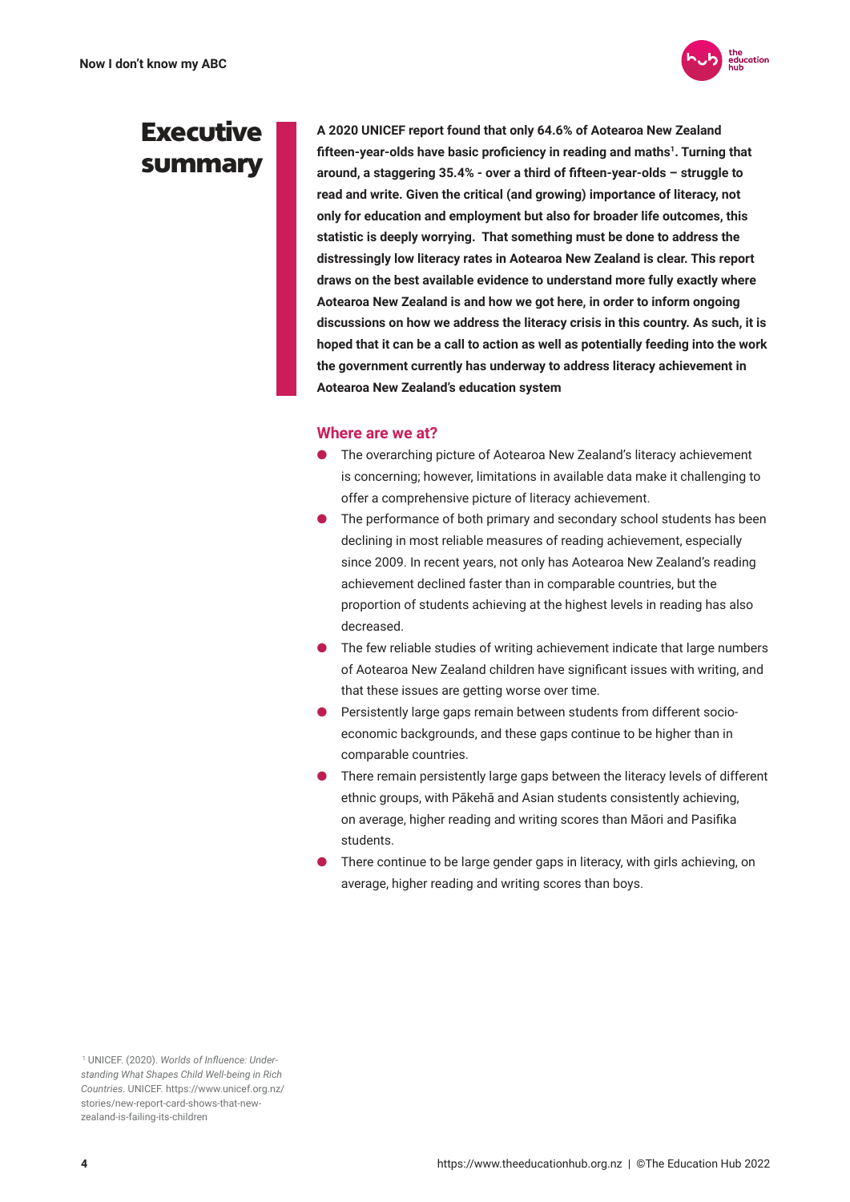# Executive summary

**A 2020 UNICEF report found that only 64.6% of Aotearoa New Zealand fifteen-year-olds have basic proficiency in reading and maths[1]. Turning that around, a staggering 35.4% - over a third of fifteen-year-olds – struggle to read and write. Given the critical (and growing) importance of literacy, not only for education and employment but also for broader life outcomes, this statistic is deeply worrying. That something must be done to address the distressingly low literacy rates in Aotearoa New Zealand is clear. This report draws on the best available evidence to understand more fully exactly where Aotearoa New Zealand is and how we got here, in order to inform ongoing discussions on how we address the literacy crisis in this country. As such, it is hoped that it can be a call to action as well as potentially feeding into the work the government currently has underway to address literacy achievement in Aotearoa New Zealand's education system**

## Where are we at?

- The overarching picture of Aotearoa New Zealand's literacy achievement is concerning; however, limitations in available data make it challenging to offer a comprehensive picture of literacy achievement.
- The performance of both primary and secondary school students has been declining in most reliable measures of reading achievement, especially since 2009. In recent years, not only has Aotearoa New Zealand's reading achievement declined faster than in comparable countries, but the proportion of students achieving at the highest levels in reading has also decreased.
- The few reliable studies of writing achievement indicate that large numbers of Aotearoa New Zealand children have significant issues with writing, and that these issues are getting worse over time.
- Persistently large gaps remain between students from different socio-economic backgrounds, and these gaps continue to be higher than in comparable countries.
- There remain persistently large gaps between the literacy levels of different ethnic groups, with Pākehā and Asian students consistently achieving, on average, higher reading and writing scores than Māori and Pasifika students.
- There continue to be large gender gaps in literacy, with girls achieving, on average, higher reading and writing scores than boys.

[1] UNICEF. (2020). *Worlds of Influence: Understanding What Shapes Child Well-being in Rich Countries*. UNICEF. https://www.unicef.org.nz/stories/new-report-card-shows-that-new-zealand-is-failing-its-children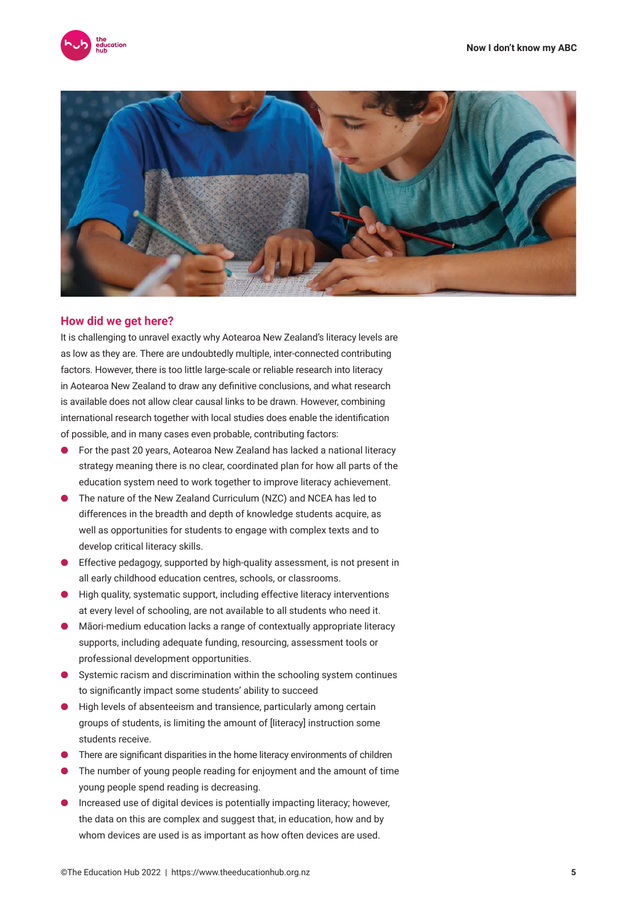## How did we get here?

It is challenging to unravel exactly why Aotearoa New Zealand's literacy levels are as low as they are. There are undoubtedly multiple, inter-connected contributing factors. However, there is too little large-scale or reliable research into literacy in Aotearoa New Zealand to draw any definitive conclusions, and what research is available does not allow clear causal links to be drawn. However, combining international research together with local studies does enable the identification of possible, and in many cases even probable, contributing factors:

- For the past 20 years, Aotearoa New Zealand has lacked a national literacy strategy meaning there is no clear, coordinated plan for how all parts of the education system need to work together to improve literacy achievement.
- The nature of the New Zealand Curriculum (NZC) and NCEA has led to differences in the breadth and depth of knowledge students acquire, as well as opportunities for students to engage with complex texts and to develop critical literacy skills.
- Effective pedagogy, supported by high-quality assessment, is not present in all early childhood education centres, schools, or classrooms.
- High quality, systematic support, including effective literacy interventions at every level of schooling, are not available to all students who need it.
- Māori-medium education lacks a range of contextually appropriate literacy supports, including adequate funding, resourcing, assessment tools or professional development opportunities.
- Systemic racism and discrimination within the schooling system continues to significantly impact some students' ability to succeed
- High levels of absenteeism and transience, particularly among certain groups of students, is limiting the amount of [literacy] instruction some students receive.
- There are significant disparities in the home literacy environments of children
- The number of young people reading for enjoyment and the amount of time young people spend reading is decreasing.
- Increased use of digital devices is potentially impacting literacy; however, the data on this are complex and suggest that, in education, how and by whom devices are used is as important as how often devices are used.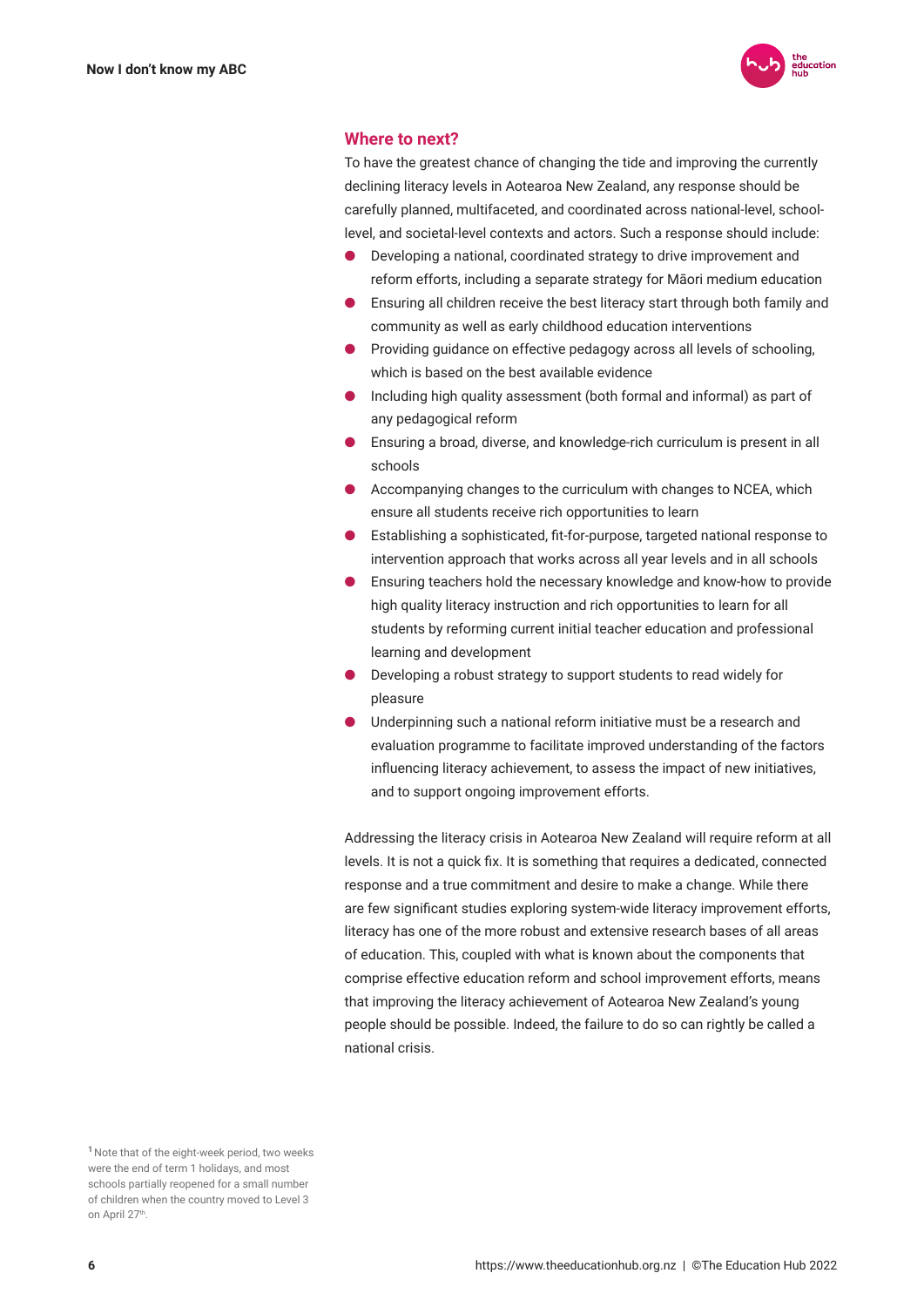## Where to next?

To have the greatest chance of changing the tide and improving the currently declining literacy levels in Aotearoa New Zealand, any response should be carefully planned, multifaceted, and coordinated across national-level, school-level, and societal-level contexts and actors. Such a response should include:

- Developing a national, coordinated strategy to drive improvement and reform efforts, including a separate strategy for Māori medium education
- Ensuring all children receive the best literacy start through both family and community as well as early childhood education interventions
- Providing guidance on effective pedagogy across all levels of schooling, which is based on the best available evidence
- Including high quality assessment (both formal and informal) as part of any pedagogical reform
- Ensuring a broad, diverse, and knowledge-rich curriculum is present in all schools
- Accompanying changes to the curriculum with changes to NCEA, which ensure all students receive rich opportunities to learn
- Establishing a sophisticated, fit-for-purpose, targeted national response to intervention approach that works across all year levels and in all schools
- Ensuring teachers hold the necessary knowledge and know-how to provide high quality literacy instruction and rich opportunities to learn for all students by reforming current initial teacher education and professional learning and development
- Developing a robust strategy to support students to read widely for pleasure
- Underpinning such a national reform initiative must be a research and evaluation programme to facilitate improved understanding of the factors influencing literacy achievement, to assess the impact of new initiatives, and to support ongoing improvement efforts.

Addressing the literacy crisis in Aotearoa New Zealand will require reform at all levels. It is not a quick fix. It is something that requires a dedicated, connected response and a true commitment and desire to make a change. While there are few significant studies exploring system-wide literacy improvement efforts, literacy has one of the more robust and extensive research bases of all areas of education. This, coupled with what is known about the components that comprise effective education reform and school improvement efforts, means that improving the literacy achievement of Aotearoa New Zealand's young people should be possible. Indeed, the failure to do so can rightly be called a national crisis.

[1] Note that of the eight-week period, two weeks were the end of term 1 holidays, and most schools partially reopened for a small number of children when the country moved to Level 3 on April 27th.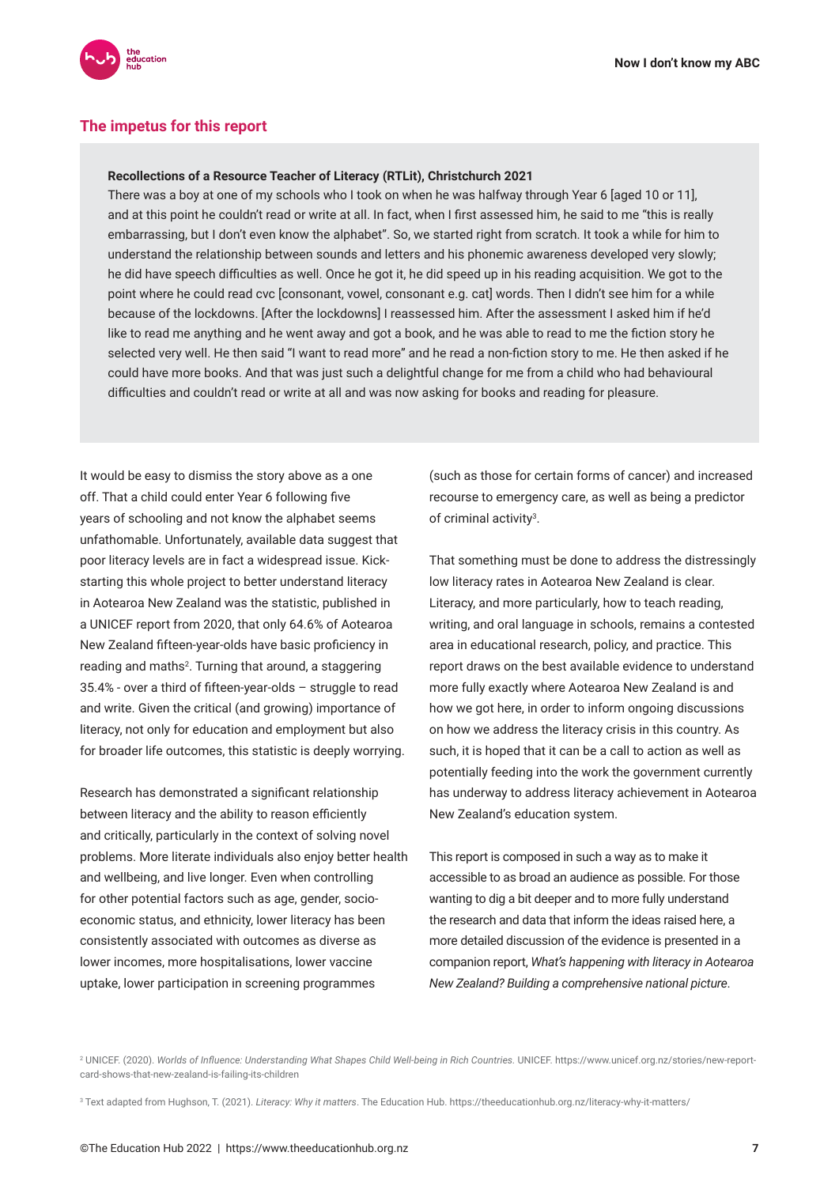## The impetus for this report

**Recollections of a Resource Teacher of Literacy (RTLit), Christchurch 2021**

There was a boy at one of my schools who I took on when he was halfway through Year 6 [aged 10 or 11], and at this point he couldn't read or write at all. In fact, when I first assessed him, he said to me "this is really embarrassing, but I don't even know the alphabet". So, we started right from scratch. It took a while for him to understand the relationship between sounds and letters and his phonemic awareness developed very slowly; he did have speech difficulties as well. Once he got it, he did speed up in his reading acquisition. We got to the point where he could read cvc [consonant, vowel, consonant e.g. cat] words. Then I didn't see him for a while because of the lockdowns. [After the lockdowns] I reassessed him. After the assessment I asked him if he'd like to read me anything and he went away and got a book, and he was able to read to me the fiction story he selected very well. He then said "I want to read more" and he read a non-fiction story to me. He then asked if he could have more books. And that was just such a delightful change for me from a child who had behavioural difficulties and couldn't read or write at all and was now asking for books and reading for pleasure.

It would be easy to dismiss the story above as a one off. That a child could enter Year 6 following five years of schooling and not know the alphabet seems unfathomable. Unfortunately, available data suggest that poor literacy levels are in fact a widespread issue. Kick-starting this whole project to better understand literacy in Aotearoa New Zealand was the statistic, published in a UNICEF report from 2020, that only 64.6% of Aotearoa New Zealand fifteen-year-olds have basic proficiency in reading and maths[2]. Turning that around, a staggering 35.4% - over a third of fifteen-year-olds – struggle to read and write. Given the critical (and growing) importance of literacy, not only for education and employment but also for broader life outcomes, this statistic is deeply worrying.

Research has demonstrated a significant relationship between literacy and the ability to reason efficiently and critically, particularly in the context of solving novel problems. More literate individuals also enjoy better health and wellbeing, and live longer. Even when controlling for other potential factors such as age, gender, socio-economic status, and ethnicity, lower literacy has been consistently associated with outcomes as diverse as lower incomes, more hospitalisations, lower vaccine uptake, lower participation in screening programmes (such as those for certain forms of cancer) and increased recourse to emergency care, as well as being a predictor of criminal activity[3].

That something must be done to address the distressingly low literacy rates in Aotearoa New Zealand is clear. Literacy, and more particularly, how to teach reading, writing, and oral language in schools, remains a contested area in educational research, policy, and practice. This report draws on the best available evidence to understand more fully exactly where Aotearoa New Zealand is and how we got here, in order to inform ongoing discussions on how we address the literacy crisis in this country. As such, it is hoped that it can be a call to action as well as potentially feeding into the work the government currently has underway to address literacy achievement in Aotearoa New Zealand's education system.

This report is composed in such a way as to make it accessible to as broad an audience as possible. For those wanting to dig a bit deeper and to more fully understand the research and data that inform the ideas raised here, a more detailed discussion of the evidence is presented in a companion report, *What's happening with literacy in Aotearoa New Zealand? Building a comprehensive national picture*.

[2] UNICEF. (2020). *Worlds of Influence: Understanding What Shapes Child Well-being in Rich Countries*. UNICEF. https://www.unicef.org.nz/stories/new-report-card-shows-that-new-zealand-is-failing-its-children

[3] Text adapted from Hughson, T. (2021). *Literacy: Why it matters*. The Education Hub. https://theeducationhub.org.nz/literacy-why-it-matters/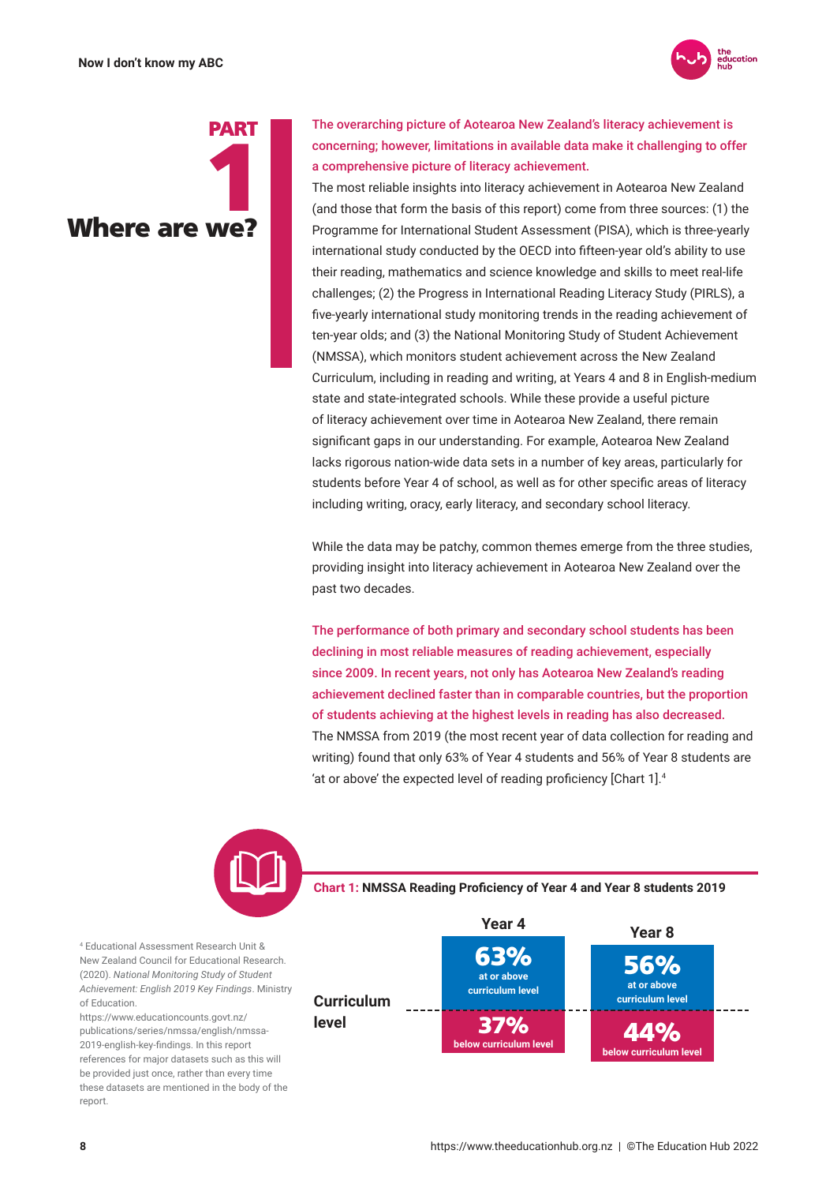# PART 1 Where are we?

**The overarching picture of Aotearoa New Zealand's literacy achievement is concerning; however, limitations in available data make it challenging to offer a comprehensive picture of literacy achievement.**

The most reliable insights into literacy achievement in Aotearoa New Zealand (and those that form the basis of this report) come from three sources: (1) the Programme for International Student Assessment (PISA), which is three-yearly international study conducted by the OECD into fifteen-year old's ability to use their reading, mathematics and science knowledge and skills to meet real-life challenges; (2) the Progress in International Reading Literacy Study (PIRLS), a five-yearly international study monitoring trends in the reading achievement of ten-year olds; and (3) the National Monitoring Study of Student Achievement (NMSSA), which monitors student achievement across the New Zealand Curriculum, including in reading and writing, at Years 4 and 8 in English-medium state and state-integrated schools. While these provide a useful picture of literacy achievement over time in Aotearoa New Zealand, there remain significant gaps in our understanding. For example, Aotearoa New Zealand lacks rigorous nation-wide data sets in a number of key areas, particularly for students before Year 4 of school, as well as for other specific areas of literacy including writing, oracy, early literacy, and secondary school literacy.

While the data may be patchy, common themes emerge from the three studies, providing insight into literacy achievement in Aotearoa New Zealand over the past two decades.

**The performance of both primary and secondary school students has been declining in most reliable measures of reading achievement, especially since 2009. In recent years, not only has Aotearoa New Zealand's reading achievement declined faster than in comparable countries, but the proportion of students achieving at the highest levels in reading has also decreased.** The NMSSA from 2019 (the most recent year of data collection for reading and writing) found that only 63% of Year 4 students and 56% of Year 8 students are 'at or above' the expected level of reading proficiency [Chart 1].[4]

**Chart 1: NMSSA Reading Proficiency of Year 4 and Year 8 students 2019**

| Curriculum level | Year 4 | Year 8 |
|---|---|---|
| At or above curriculum level | 63% | 56% |
| Below curriculum level | 37% | 44% |

[4] Educational Assessment Research Unit & New Zealand Council for Educational Research. (2020). *National Monitoring Study of Student Achievement: English 2019 Key Findings*. Ministry of Education. https://www.educationcounts.govt.nz/publications/series/nmssa/english/nmssa-2019-english-key-findings. In this report references for major datasets such as this will be provided just once, rather than every time these datasets are mentioned in the body of the report.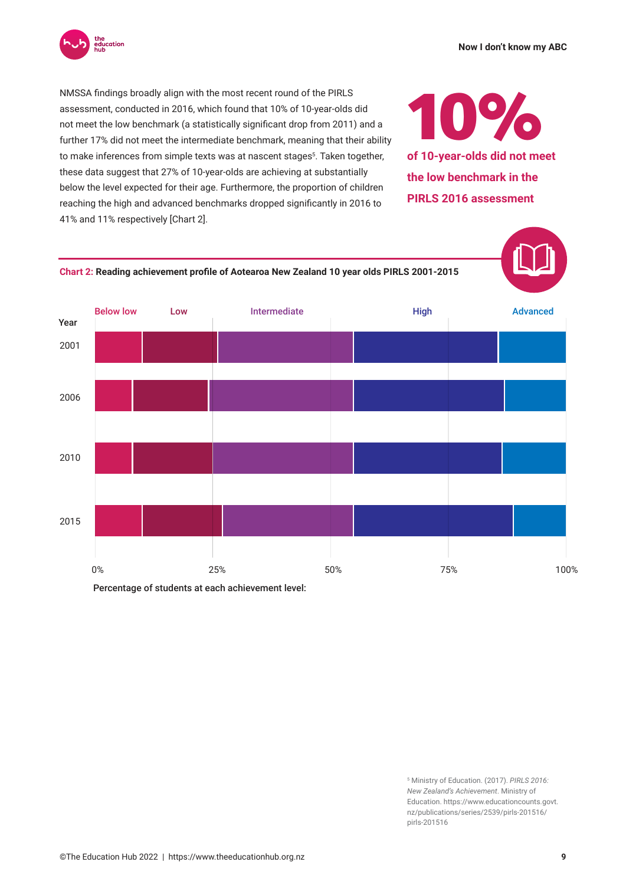NMSSA findings broadly align with the most recent round of the PIRLS assessment, conducted in 2016, which found that 10% of 10-year-olds did not meet the low benchmark (a statistically significant drop from 2011) and a further 17% did not meet the intermediate benchmark, meaning that their ability to make inferences from simple texts was at nascent stages[5]. Taken together, these data suggest that 27% of 10-year-olds are achieving at substantially below the level expected for their age. Furthermore, the proportion of children reaching the high and advanced benchmarks dropped significantly in 2016 to 41% and 11% respectively [Chart 2].

**10%**

**of 10-year-olds did not meet the low benchmark in the PIRLS 2016 assessment**

**Chart 2: Reading achievement profile of Aotearoa New Zealand 10 year olds PIRLS 2001-2015**

Below low | Low | Intermediate | High | Advanced

Year: 2001, 2006, 2010, 2015

0% | 25% | 50% | 75% | 100%

Percentage of students at each achievement level:

[5] Ministry of Education. (2017). *PIRLS 2016: New Zealand's Achievement*. Ministry of Education. https://www.educationcounts.govt.nz/publications/series/2539/pirls-201516/pirls-201516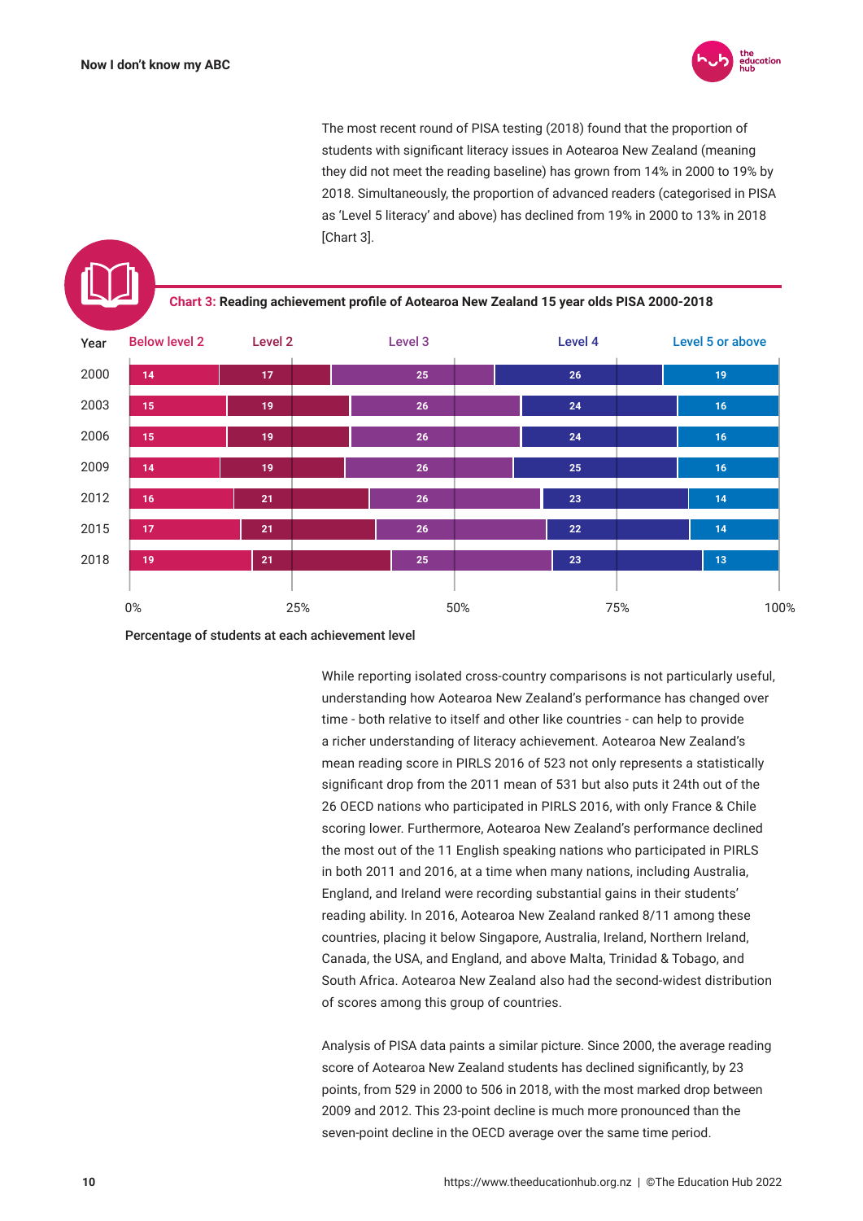The most recent round of PISA testing (2018) found that the proportion of students with significant literacy issues in Aotearoa New Zealand (meaning they did not meet the reading baseline) has grown from 14% in 2000 to 19% by 2018. Simultaneously, the proportion of advanced readers (categorised in PISA as 'Level 5 literacy' and above) has declined from 19% in 2000 to 13% in 2018 [Chart 3].

**Chart 3: Reading achievement profile of Aotearoa New Zealand 15 year olds PISA 2000-2018**

| Year | Below level 2 | Level 2 | Level 3 | Level 4 | Level 5 or above |
|---|---|---|---|---|---|
| 2000 | 14 | 17 | 25 | 26 | 19 |
| 2003 | 15 | 19 | 26 | 24 | 16 |
| 2006 | 15 | 19 | 26 | 24 | 16 |
| 2009 | 14 | 19 | 26 | 25 | 16 |
| 2012 | 16 | 21 | 26 | 23 | 14 |
| 2015 | 17 | 21 | 26 | 22 | 14 |
| 2018 | 19 | 21 | 25 | 23 | 13 |

Percentage of students at each achievement level

While reporting isolated cross-country comparisons is not particularly useful, understanding how Aotearoa New Zealand's performance has changed over time - both relative to itself and other like countries - can help to provide a richer understanding of literacy achievement. Aotearoa New Zealand's mean reading score in PIRLS 2016 of 523 not only represents a statistically significant drop from the 2011 mean of 531 but also puts it 24th out of the 26 OECD nations who participated in PIRLS 2016, with only France & Chile scoring lower. Furthermore, Aotearoa New Zealand's performance declined the most out of the 11 English speaking nations who participated in PIRLS in both 2011 and 2016, at a time when many nations, including Australia, England, and Ireland were recording substantial gains in their students' reading ability. In 2016, Aotearoa New Zealand ranked 8/11 among these countries, placing it below Singapore, Australia, Ireland, Northern Ireland, Canada, the USA, and England, and above Malta, Trinidad & Tobago, and South Africa. Aotearoa New Zealand also had the second-widest distribution of scores among this group of countries.

Analysis of PISA data paints a similar picture. Since 2000, the average reading score of Aotearoa New Zealand students has declined significantly, by 23 points, from 529 in 2000 to 506 in 2018, with the most marked drop between 2009 and 2012. This 23-point decline is much more pronounced than the seven-point decline in the OECD average over the same time period.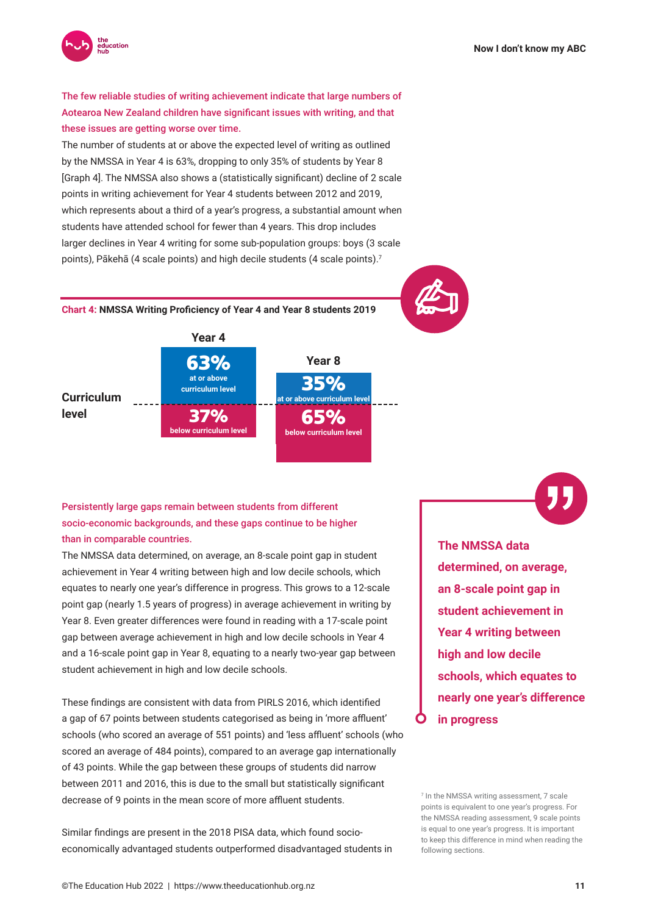**The few reliable studies of writing achievement indicate that large numbers of Aotearoa New Zealand children have significant issues with writing, and that these issues are getting worse over time.**

The number of students at or above the expected level of writing as outlined by the NMSSA in Year 4 is 63%, dropping to only 35% of students by Year 8 [Graph 4]. The NMSSA also shows a (statistically significant) decline of 2 scale points in writing achievement for Year 4 students between 2012 and 2019, which represents about a third of a year's progress, a substantial amount when students have attended school for fewer than 4 years. This drop includes larger declines in Year 4 writing for some sub-population groups: boys (3 scale points), Pākehā (4 scale points) and high decile students (4 scale points).[7]

**Chart 4: NMSSA Writing Proficiency of Year 4 and Year 8 students 2019**

| Curriculum level | Year 4 | Year 8 |
| --- | --- | --- |
| At or above curriculum level | 63% | 35% |
| Below curriculum level | 37% | 65% |

**Persistently large gaps remain between students from different socio-economic backgrounds, and these gaps continue to be higher than in comparable countries.**

The NMSSA data determined, on average, an 8-scale point gap in student achievement in Year 4 writing between high and low decile schools, which equates to nearly one year's difference in progress. This grows to a 12-scale point gap (nearly 1.5 years of progress) in average achievement in writing by Year 8. Even greater differences were found in reading with a 17-scale point gap between average achievement in high and low decile schools in Year 4 and a 16-scale point gap in Year 8, equating to a nearly two-year gap between student achievement in high and low decile schools.

> **The NMSSA data determined, on average, an 8-scale point gap in student achievement in Year 4 writing between high and low decile schools, which equates to nearly one year's difference in progress**

These findings are consistent with data from PIRLS 2016, which identified a gap of 67 points between students categorised as being in 'more affluent' schools (who scored an average of 551 points) and 'less affluent' schools (who scored an average of 484 points), compared to an average gap internationally of 43 points. While the gap between these groups of students did narrow between 2011 and 2016, this is due to the small but statistically significant decrease of 9 points in the mean score of more affluent students.

Similar findings are present in the 2018 PISA data, which found socio-economically advantaged students outperformed disadvantaged students in

[7] In the NMSSA writing assessment, 7 scale points is equivalent to one year's progress. For the NMSSA reading assessment, 9 scale points is equal to one year's progress. It is important to keep this difference in mind when reading the following sections.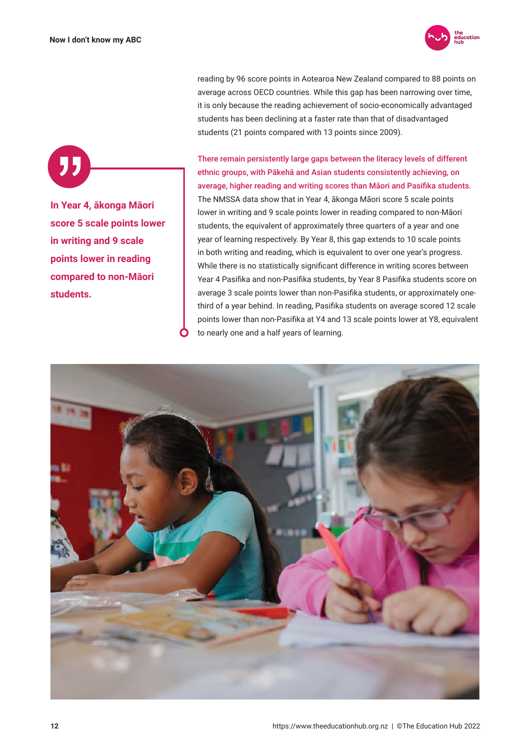reading by 96 score points in Aotearoa New Zealand compared to 88 points on average across OECD countries. While this gap has been narrowing over time, it is only because the reading achievement of socio-economically advantaged students has been declining at a faster rate than that of disadvantaged students (21 points compared with 13 points since 2009).

> **In Year 4, ākonga Māori score 5 scale points lower in writing and 9 scale points lower in reading compared to non-Māori students.**

**There remain persistently large gaps between the literacy levels of different ethnic groups, with Pākehā and Asian students consistently achieving, on average, higher reading and writing scores than Māori and Pasifika students.** The NMSSA data show that in Year 4, ākonga Māori score 5 scale points lower in writing and 9 scale points lower in reading compared to non-Māori students, the equivalent of approximately three quarters of a year and one year of learning respectively. By Year 8, this gap extends to 10 scale points in both writing and reading, which is equivalent to over one year's progress. While there is no statistically significant difference in writing scores between Year 4 Pasifika and non-Pasifika students, by Year 8 Pasifika students score on average 3 scale points lower than non-Pasifika students, or approximately one-third of a year behind. In reading, Pasifika students on average scored 12 scale points lower than non-Pasifika at Y4 and 13 scale points lower at Y8, equivalent to nearly one and a half years of learning.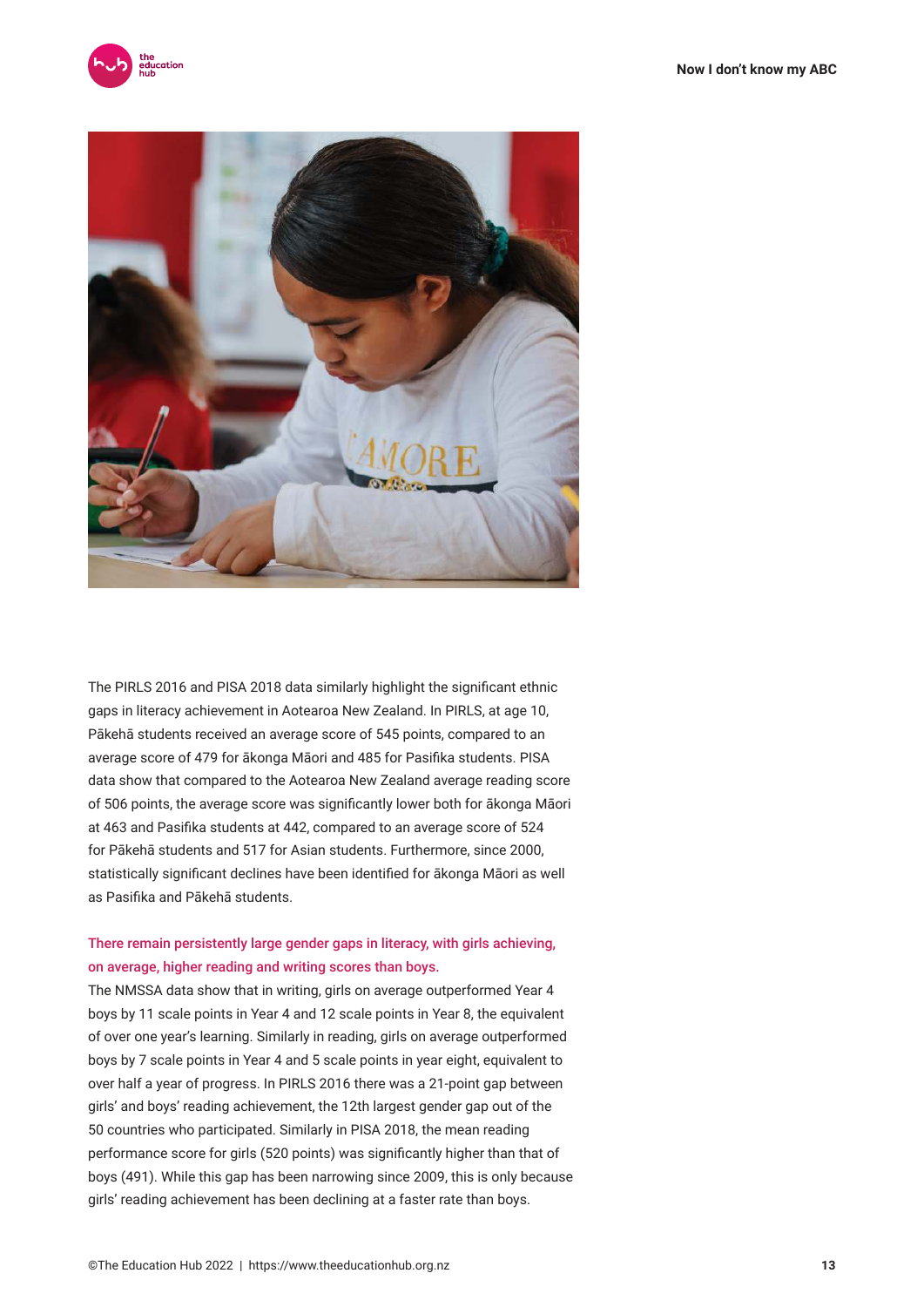The PIRLS 2016 and PISA 2018 data similarly highlight the significant ethnic gaps in literacy achievement in Aotearoa New Zealand. In PIRLS, at age 10, Pākehā students received an average score of 545 points, compared to an average score of 479 for ākonga Māori and 485 for Pasifika students. PISA data show that compared to the Aotearoa New Zealand average reading score of 506 points, the average score was significantly lower both for ākonga Māori at 463 and Pasifika students at 442, compared to an average score of 524 for Pākehā students and 517 for Asian students. Furthermore, since 2000, statistically significant declines have been identified for ākonga Māori as well as Pasifika and Pākehā students.

**There remain persistently large gender gaps in literacy, with girls achieving, on average, higher reading and writing scores than boys.**

The NMSSA data show that in writing, girls on average outperformed Year 4 boys by 11 scale points in Year 4 and 12 scale points in Year 8, the equivalent of over one year's learning. Similarly in reading, girls on average outperformed boys by 7 scale points in Year 4 and 5 scale points in year eight, equivalent to over half a year of progress. In PIRLS 2016 there was a 21-point gap between girls' and boys' reading achievement, the 12th largest gender gap out of the 50 countries who participated. Similarly in PISA 2018, the mean reading performance score for girls (520 points) was significantly higher than that of boys (491). While this gap has been narrowing since 2009, this is only because girls' reading achievement has been declining at a faster rate than boys.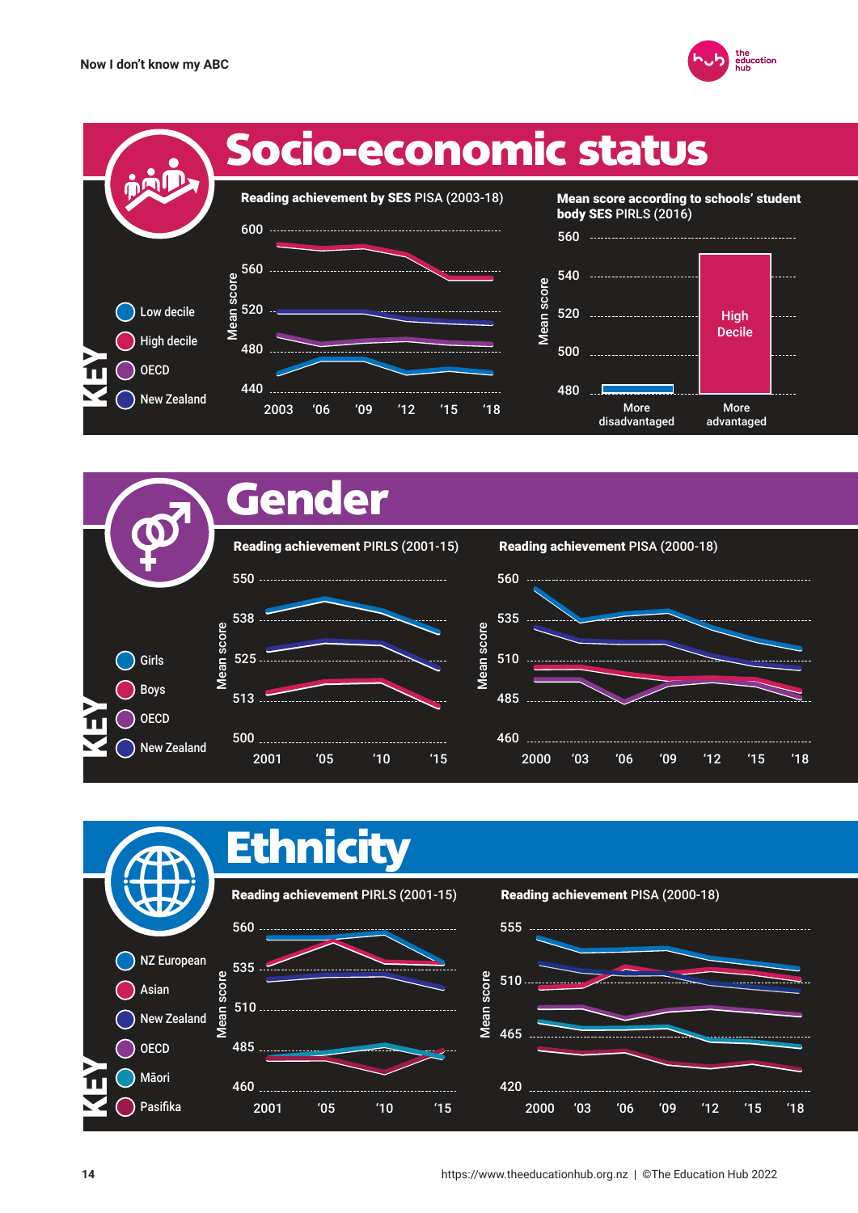# Socio-economic status

**Reading achievement by SES** PISA (2003-18)

Mean score: 600, 560, 520, 480, 440

2003, '06, '09, '12, '15, '18

**Mean score according to schools' student body SES** PIRLS (2016)

Mean score: 560, 540, 520, 500, 480

More disadvantaged | More advantaged (High Decile)

KEY

- Low decile
- High decile
- OECD
- New Zealand

# Gender

**Reading achievement** PIRLS (2001-15)

Mean score: 550, 538, 525, 513, 500

2001, '05, '10, '15

**Reading achievement** PISA (2000-18)

Mean score: 560, 535, 510, 485, 460

2000, '03, '06, '09, '12, '15, '18

KEY

- Girls
- Boys
- OECD
- New Zealand

# Ethnicity

**Reading achievement** PIRLS (2001-15)

Mean score: 560, 535, 510, 485, 460

2001, '05, '10, '15

**Reading achievement** PISA (2000-18)

Mean score: 555, 510, 465, 420

2000, '03, '06, '09, '12, '15, '18

KEY

- NZ European
- Asian
- New Zealand
- OECD
- Māori
- Pasifika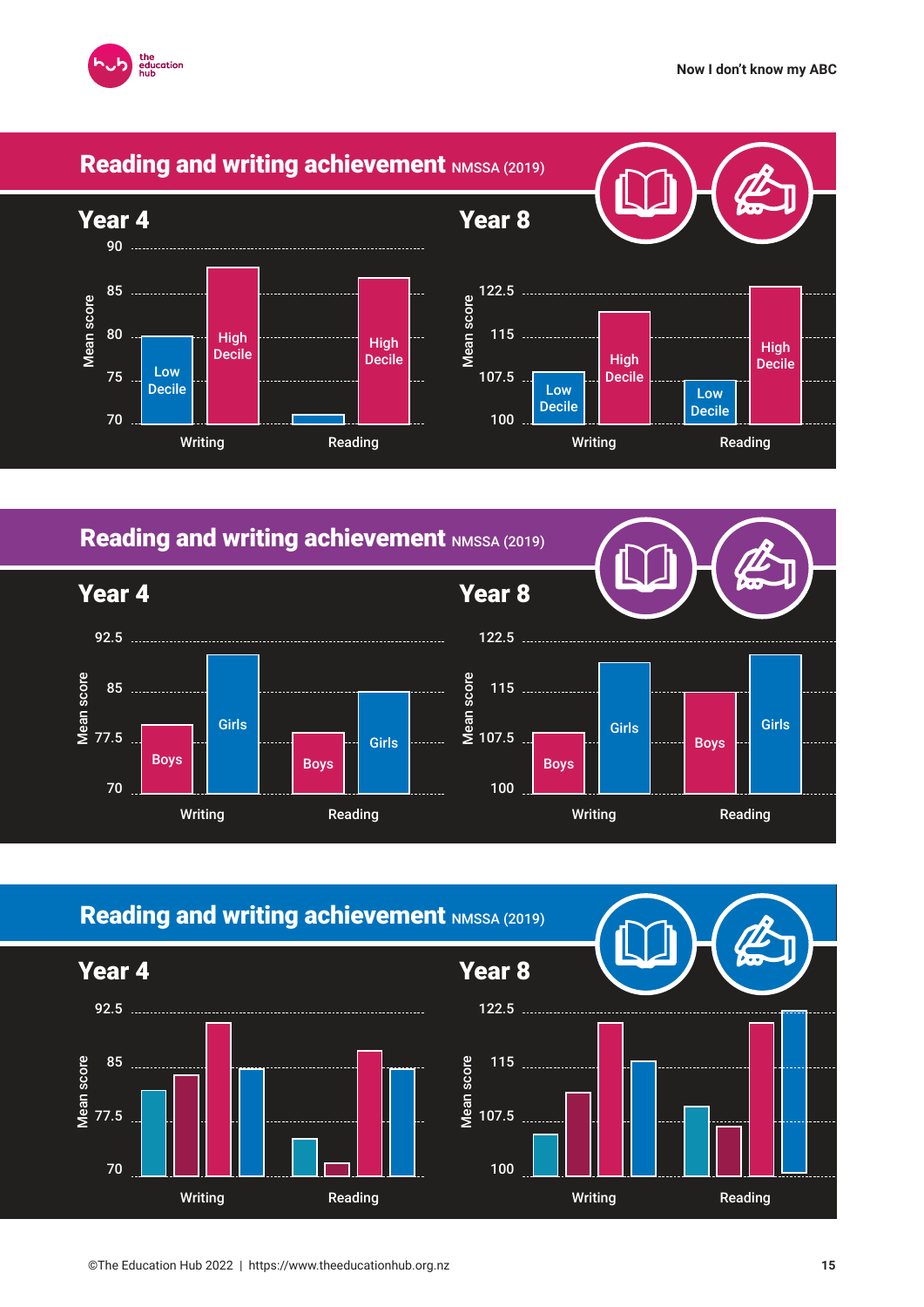## Reading and writing achievement NMSSA (2019)

### Year 4

Mean score: 70, 75, 80, 85, 90

Writing: Low Decile, High Decile
Reading: High Decile

### Year 8

Mean score: 100, 107.5, 115, 122.5

Writing: Low Decile, High Decile
Reading: Low Decile, High Decile

## Reading and writing achievement NMSSA (2019)

### Year 4

Mean score: 70, 77.5, 85, 92.5

Writing: Boys, Girls
Reading: Boys, Girls

### Year 8

Mean score: 100, 107.5, 115, 122.5

Writing: Boys, Girls
Reading: Boys, Girls

## Reading and writing achievement NMSSA (2019)

### Year 4

Mean score: 70, 77.5, 85, 92.5

Writing
Reading

### Year 8

Mean score: 100, 107.5, 115, 122.5

Writing
Reading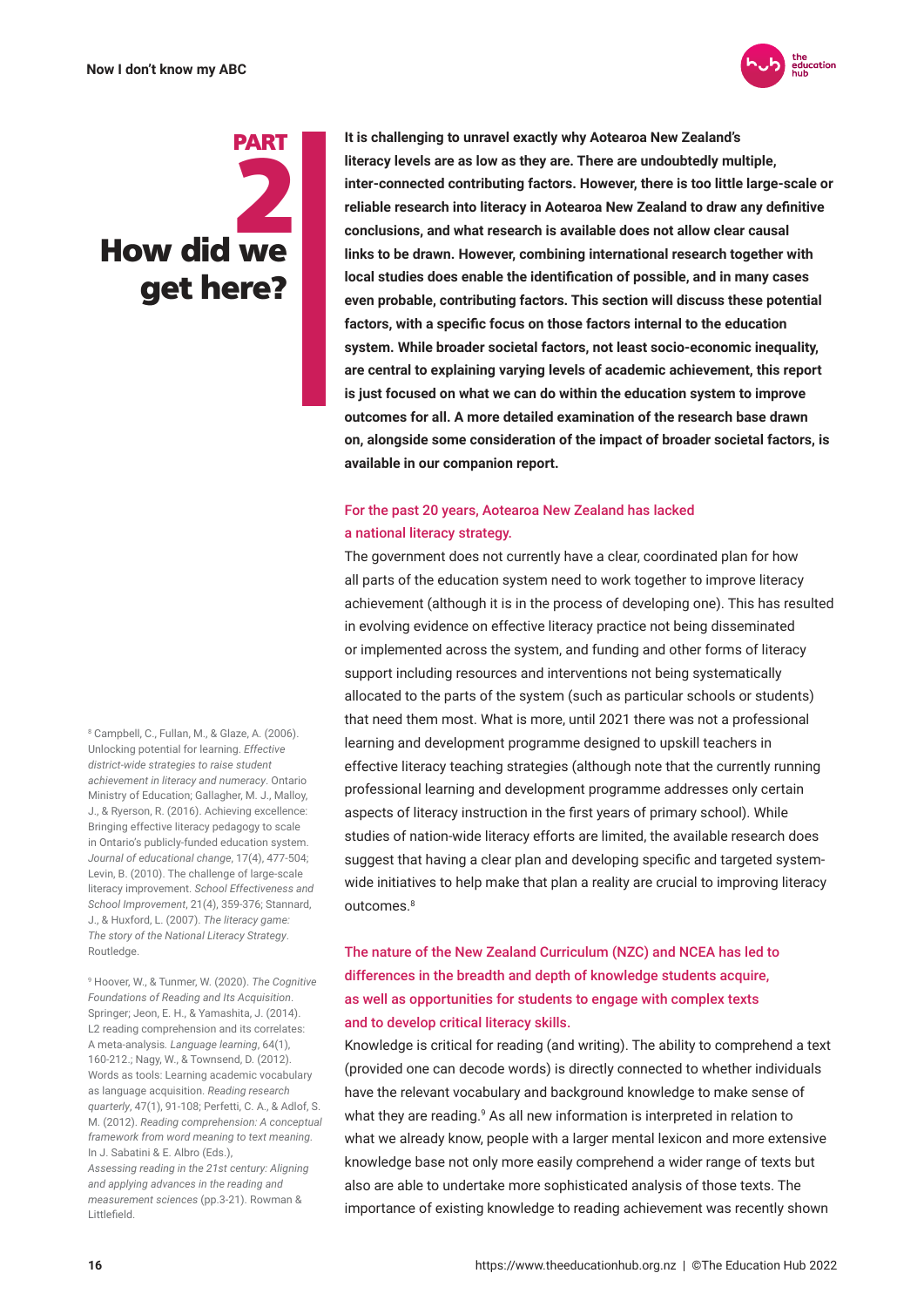# PART 2 How did we get here?

**It is challenging to unravel exactly why Aotearoa New Zealand's literacy levels are as low as they are. There are undoubtedly multiple, inter-connected contributing factors. However, there is too little large-scale or reliable research into literacy in Aotearoa New Zealand to draw any definitive conclusions, and what research is available does not allow clear causal links to be drawn. However, combining international research together with local studies does enable the identification of possible, and in many cases even probable, contributing factors. This section will discuss these potential factors, with a specific focus on those factors internal to the education system. While broader societal factors, not least socio-economic inequality, are central to explaining varying levels of academic achievement, this report is just focused on what we can do within the education system to improve outcomes for all. A more detailed examination of the research base drawn on, alongside some consideration of the impact of broader societal factors, is available in our companion report.**

### For the past 20 years, Aotearoa New Zealand has lacked a national literacy strategy.

The government does not currently have a clear, coordinated plan for how all parts of the education system need to work together to improve literacy achievement (although it is in the process of developing one). This has resulted in evolving evidence on effective literacy practice not being disseminated or implemented across the system, and funding and other forms of literacy support including resources and interventions not being systematically allocated to the parts of the system (such as particular schools or students) that need them most. What is more, until 2021 there was not a professional learning and development programme designed to upskill teachers in effective literacy teaching strategies (although note that the currently running professional learning and development programme addresses only certain aspects of literacy instruction in the first years of primary school). While studies of nation-wide literacy efforts are limited, the available research does suggest that having a clear plan and developing specific and targeted system-wide initiatives to help make that plan a reality are crucial to improving literacy outcomes.[8]

### The nature of the New Zealand Curriculum (NZC) and NCEA has led to differences in the breadth and depth of knowledge students acquire, as well as opportunities for students to engage with complex texts and to develop critical literacy skills.

Knowledge is critical for reading (and writing). The ability to comprehend a text (provided one can decode words) is directly connected to whether individuals have the relevant vocabulary and background knowledge to make sense of what they are reading.[9] As all new information is interpreted in relation to what we already know, people with a larger mental lexicon and more extensive knowledge base not only more easily comprehend a wider range of texts but also are able to undertake more sophisticated analysis of those texts. The importance of existing knowledge to reading achievement was recently shown

[8] Campbell, C., Fullan, M., & Glaze, A. (2006). Unlocking potential for learning. *Effective district-wide strategies to raise student achievement in literacy and numeracy*. Ontario Ministry of Education; Gallagher, M. J., Malloy, J., & Ryerson, R. (2016). Achieving excellence: Bringing effective literacy pedagogy to scale in Ontario's publicly-funded education system. *Journal of educational change*, 17(4), 477-504; Levin, B. (2010). The challenge of large-scale literacy improvement. *School Effectiveness and School Improvement*, 21(4), 359-376; Stannard, J., & Huxford, L. (2007). *The literacy game: The story of the National Literacy Strategy*. Routledge.

[9] Hoover, W., & Tunmer, W. (2020). *The Cognitive Foundations of Reading and Its Acquisition*. Springer; Jeon, E. H., & Yamashita, J. (2014). L2 reading comprehension and its correlates: A meta-analysis. *Language learning*, 64(1), 160-212.; Nagy, W., & Townsend, D. (2012). Words as tools: Learning academic vocabulary as language acquisition. *Reading research quarterly*, 47(1), 91-108; Perfetti, C. A., & Adlof, S. M. (2012). *Reading comprehension: A conceptual framework from word meaning to text meaning*. In J. Sabatini & E. Albro (Eds.), *Assessing reading in the 21st century: Aligning and applying advances in the reading and measurement sciences* (pp.3-21). Rowman & Littlefield.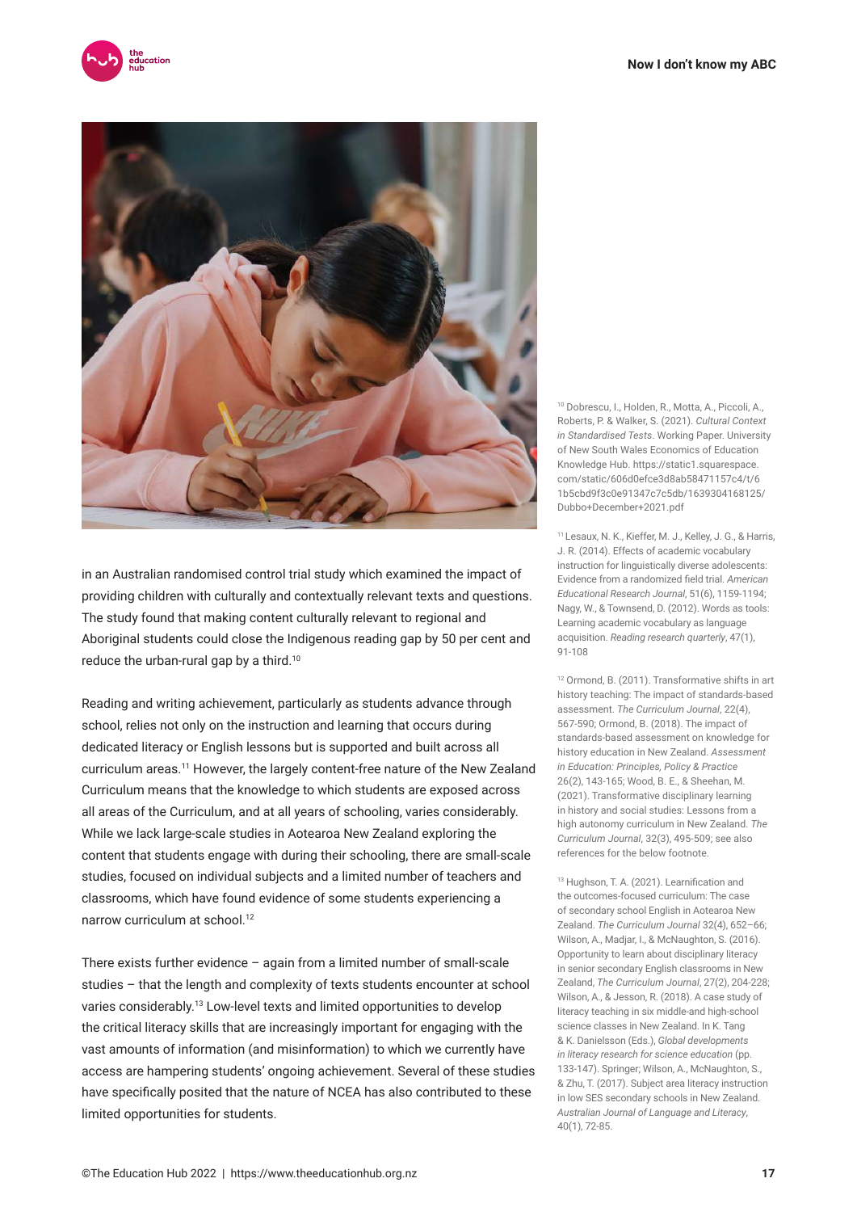in an Australian randomised control trial study which examined the impact of providing children with culturally and contextually relevant texts and questions. The study found that making content culturally relevant to regional and Aboriginal students could close the Indigenous reading gap by 50 per cent and reduce the urban-rural gap by a third.[10]

Reading and writing achievement, particularly as students advance through school, relies not only on the instruction and learning that occurs during dedicated literacy or English lessons but is supported and built across all curriculum areas.[11] However, the largely content-free nature of the New Zealand Curriculum means that the knowledge to which students are exposed across all areas of the Curriculum, and at all years of schooling, varies considerably. While we lack large-scale studies in Aotearoa New Zealand exploring the content that students engage with during their schooling, there are small-scale studies, focused on individual subjects and a limited number of teachers and classrooms, which have found evidence of some students experiencing a narrow curriculum at school.[12]

There exists further evidence – again from a limited number of small-scale studies – that the length and complexity of texts students encounter at school varies considerably.[13] Low-level texts and limited opportunities to develop the critical literacy skills that are increasingly important for engaging with the vast amounts of information (and misinformation) to which we currently have access are hampering students' ongoing achievement. Several of these studies have specifically posited that the nature of NCEA has also contributed to these limited opportunities for students.

---

[10] Dobrescu, I., Holden, R., Motta, A., Piccoli, A., Roberts, P. & Walker, S. (2021). *Cultural Context in Standardised Tests*. Working Paper. University of New South Wales Economics of Education Knowledge Hub. https://static1.squarespace.com/static/606d0efce3d8ab58471157c4/t/61b5cbd9f3c0e91347c7c5db/1639304168125/Dubbo+December+2021.pdf

[11] Lesaux, N. K., Kieffer, M. J., Kelley, J. G., & Harris, J. R. (2014). Effects of academic vocabulary instruction for linguistically diverse adolescents: Evidence from a randomized field trial. *American Educational Research Journal*, 51(6), 1159-1194; Nagy, W., & Townsend, D. (2012). Words as tools: Learning academic vocabulary as language acquisition. *Reading research quarterly*, 47(1), 91-108

[12] Ormond, B. (2011). Transformative shifts in art history teaching: The impact of standards-based assessment. *The Curriculum Journal*, 22(4), 567-590; Ormond, B. (2018). The impact of standards-based assessment on knowledge for history education in New Zealand. *Assessment in Education: Principles, Policy & Practice* 26(2), 143-165; Wood, B. E., & Sheehan, M. (2021). Transformative disciplinary learning in history and social studies: Lessons from a high autonomy curriculum in New Zealand. *The Curriculum Journal*, 32(3), 495-509; see also references for the below footnote.

[13] Hughson, T. A. (2021). Learnification and the outcomes-focused curriculum: The case of secondary school English in Aotearoa New Zealand. *The Curriculum Journal* 32(4), 652–66; Wilson, A., Madjar, I., & McNaughton, S. (2016). Opportunity to learn about disciplinary literacy in senior secondary English classrooms in New Zealand, *The Curriculum Journal*, 27(2), 204-228; Wilson, A., & Jesson, R. (2018). A case study of literacy teaching in six middle-and high-school science classes in New Zealand. In K. Tang & K. Danielsson (Eds.), *Global developments in literacy research for science education* (pp. 133-147). Springer; Wilson, A., McNaughton, S., & Zhu, T. (2017). Subject area literacy instruction in low SES secondary schools in New Zealand. *Australian Journal of Language and Literacy*, 40(1), 72-85.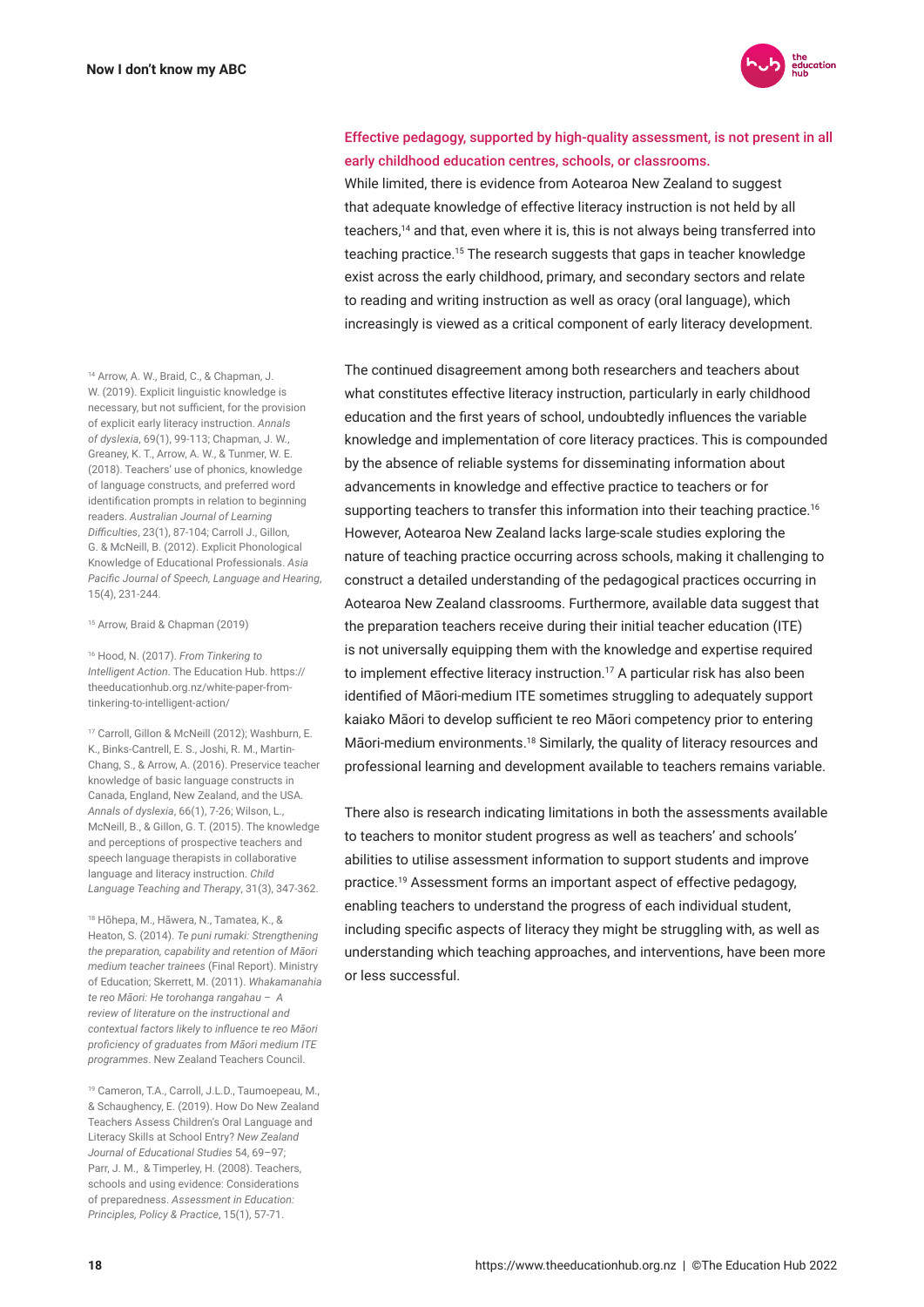### Effective pedagogy, supported by high-quality assessment, is not present in all early childhood education centres, schools, or classrooms.

While limited, there is evidence from Aotearoa New Zealand to suggest that adequate knowledge of effective literacy instruction is not held by all teachers,[14] and that, even where it is, this is not always being transferred into teaching practice.[15] The research suggests that gaps in teacher knowledge exist across the early childhood, primary, and secondary sectors and relate to reading and writing instruction as well as oracy (oral language), which increasingly is viewed as a critical component of early literacy development.

The continued disagreement among both researchers and teachers about what constitutes effective literacy instruction, particularly in early childhood education and the first years of school, undoubtedly influences the variable knowledge and implementation of core literacy practices. This is compounded by the absence of reliable systems for disseminating information about advancements in knowledge and effective practice to teachers or for supporting teachers to transfer this information into their teaching practice.[16] However, Aotearoa New Zealand lacks large-scale studies exploring the nature of teaching practice occurring across schools, making it challenging to construct a detailed understanding of the pedagogical practices occurring in Aotearoa New Zealand classrooms. Furthermore, available data suggest that the preparation teachers receive during their initial teacher education (ITE) is not universally equipping them with the knowledge and expertise required to implement effective literacy instruction.[17] A particular risk has also been identified of Māori-medium ITE sometimes struggling to adequately support kaiako Māori to develop sufficient te reo Māori competency prior to entering Māori-medium environments.[18] Similarly, the quality of literacy resources and professional learning and development available to teachers remains variable.

There also is research indicating limitations in both the assessments available to teachers to monitor student progress as well as teachers' and schools' abilities to utilise assessment information to support students and improve practice.[19] Assessment forms an important aspect of effective pedagogy, enabling teachers to understand the progress of each individual student, including specific aspects of literacy they might be struggling with, as well as understanding which teaching approaches, and interventions, have been more or less successful.

[14] Arrow, A. W., Braid, C., & Chapman, J. W. (2019). Explicit linguistic knowledge is necessary, but not sufficient, for the provision of explicit early literacy instruction. *Annals of dyslexia*, 69(1), 99-113; Chapman, J. W., Greaney, K. T., Arrow, A. W., & Tunmer, W. E. (2018). Teachers' use of phonics, knowledge of language constructs, and preferred word identification prompts in relation to beginning readers. *Australian Journal of Learning Difficulties*, 23(1), 87-104; Carroll J., Gillon, G. & McNeill, B. (2012). Explicit Phonological Knowledge of Educational Professionals. *Asia Pacific Journal of Speech, Language and Hearing*, 15(4), 231-244.

[15] Arrow, Braid & Chapman (2019)

[16] Hood, N. (2017). *From Tinkering to Intelligent Action*. The Education Hub. https://theeducationhub.org.nz/white-paper-from-tinkering-to-intelligent-action/

[17] Carroll, Gillon & McNeill (2012); Washburn, E. K., Binks-Cantrell, E. S., Joshi, R. M., Martin-Chang, S., & Arrow, A. (2016). Preservice teacher knowledge of basic language constructs in Canada, England, New Zealand, and the USA. *Annals of dyslexia*, 66(1), 7-26; Wilson, L., McNeill, B., & Gillon, G. T. (2015). The knowledge and perceptions of prospective teachers and speech language therapists in collaborative language and literacy instruction. *Child Language Teaching and Therapy*, 31(3), 347-362.

[18] Hōhepa, M., Hāwera, N., Tamatea, K., & Heaton, S. (2014). *Te puni rumaki: Strengthening the preparation, capability and retention of Māori medium teacher trainees* (Final Report). Ministry of Education; Skerrett, M. (2011). *Whakamanahia te reo Māori: He torohanga rangahau – A review of literature on the instructional and contextual factors likely to influence te reo Māori proficiency of graduates from Māori medium ITE programmes*. New Zealand Teachers Council.

[19] Cameron, T.A., Carroll, J.L.D., Taumoepeau, M., & Schaughency, E. (2019). How Do New Zealand Teachers Assess Children's Oral Language and Literacy Skills at School Entry? *New Zealand Journal of Educational Studies* 54, 69–97; Parr, J. M., & Timperley, H. (2008). Teachers, schools and using evidence: Considerations of preparedness. *Assessment in Education: Principles, Policy & Practice*, 15(1), 57-71.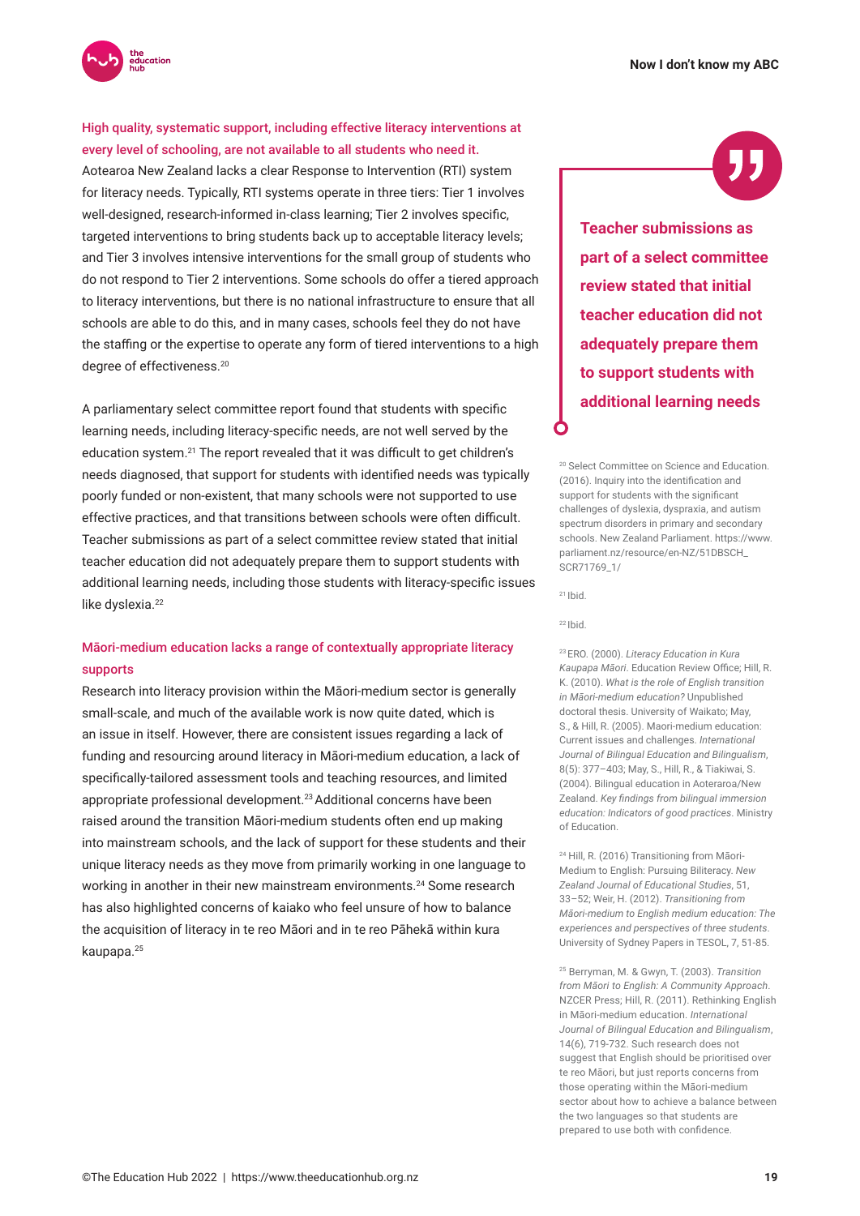**High quality, systematic support, including effective literacy interventions at every level of schooling, are not available to all students who need it.**

Aotearoa New Zealand lacks a clear Response to Intervention (RTI) system for literacy needs. Typically, RTI systems operate in three tiers: Tier 1 involves well-designed, research-informed in-class learning; Tier 2 involves specific, targeted interventions to bring students back up to acceptable literacy levels; and Tier 3 involves intensive interventions for the small group of students who do not respond to Tier 2 interventions. Some schools do offer a tiered approach to literacy interventions, but there is no national infrastructure to ensure that all schools are able to do this, and in many cases, schools feel they do not have the staffing or the expertise to operate any form of tiered interventions to a high degree of effectiveness.[20]

A parliamentary select committee report found that students with specific learning needs, including literacy-specific needs, are not well served by the education system.[21] The report revealed that it was difficult to get children's needs diagnosed, that support for students with identified needs was typically poorly funded or non-existent, that many schools were not supported to use effective practices, and that transitions between schools were often difficult. Teacher submissions as part of a select committee review stated that initial teacher education did not adequately prepare them to support students with additional learning needs, including those students with literacy-specific issues like dyslexia.[22]

> **Teacher submissions as part of a select committee review stated that initial teacher education did not adequately prepare them to support students with additional learning needs**

**Māori-medium education lacks a range of contextually appropriate literacy supports**

Research into literacy provision within the Māori-medium sector is generally small-scale, and much of the available work is now quite dated, which is an issue in itself. However, there are consistent issues regarding a lack of funding and resourcing around literacy in Māori-medium education, a lack of specifically-tailored assessment tools and teaching resources, and limited appropriate professional development.[23] Additional concerns have been raised around the transition Māori-medium students often end up making into mainstream schools, and the lack of support for these students and their unique literacy needs as they move from primarily working in one language to working in another in their new mainstream environments.[24] Some research has also highlighted concerns of kaiako who feel unsure of how to balance the acquisition of literacy in te reo Māori and in te reo Pākehā within kura kaupapa.[25]

---

[20] Select Committee on Science and Education. (2016). Inquiry into the identification and support for students with the significant challenges of dyslexia, dyspraxia, and autism spectrum disorders in primary and secondary schools. New Zealand Parliament. https://www.parliament.nz/resource/en-NZ/51DBSCH_SCR71769_1/

[21] Ibid.

[22] Ibid.

[23] ERO. (2000). *Literacy Education in Kura Kaupapa Māori*. Education Review Office; Hill, R. K. (2010). *What is the role of English transition in Māori-medium education?* Unpublished doctoral thesis. University of Waikato; May, S., & Hill, R. (2005). Maori-medium education: Current issues and challenges. *International Journal of Bilingual Education and Bilingualism*, 8(5): 377–403; May, S., Hill, R., & Tiakiwai, S. (2004). Bilingual education in Aoteraroa/New Zealand. *Key findings from bilingual immersion education: Indicators of good practices*. Ministry of Education.

[24] Hill, R. (2016) Transitioning from Māori-Medium to English: Pursuing Biliteracy. *New Zealand Journal of Educational Studies*, 51, 33–52; Weir, H. (2012). *Transitioning from Māori-medium to English medium education: The experiences and perspectives of three students*. University of Sydney Papers in TESOL, 7, 51-85.

[25] Berryman, M. & Gwyn, T. (2003). *Transition from Māori to English: A Community Approach*. NZCER Press; Hill, R. (2011). Rethinking English in Māori-medium education. *International Journal of Bilingual Education and Bilingualism*, 14(6), 719-732. Such research does not suggest that English should be prioritised over te reo Māori, but just reports concerns from those operating within the Māori-medium sector about how to achieve a balance between the two languages so that students are prepared to use both with confidence.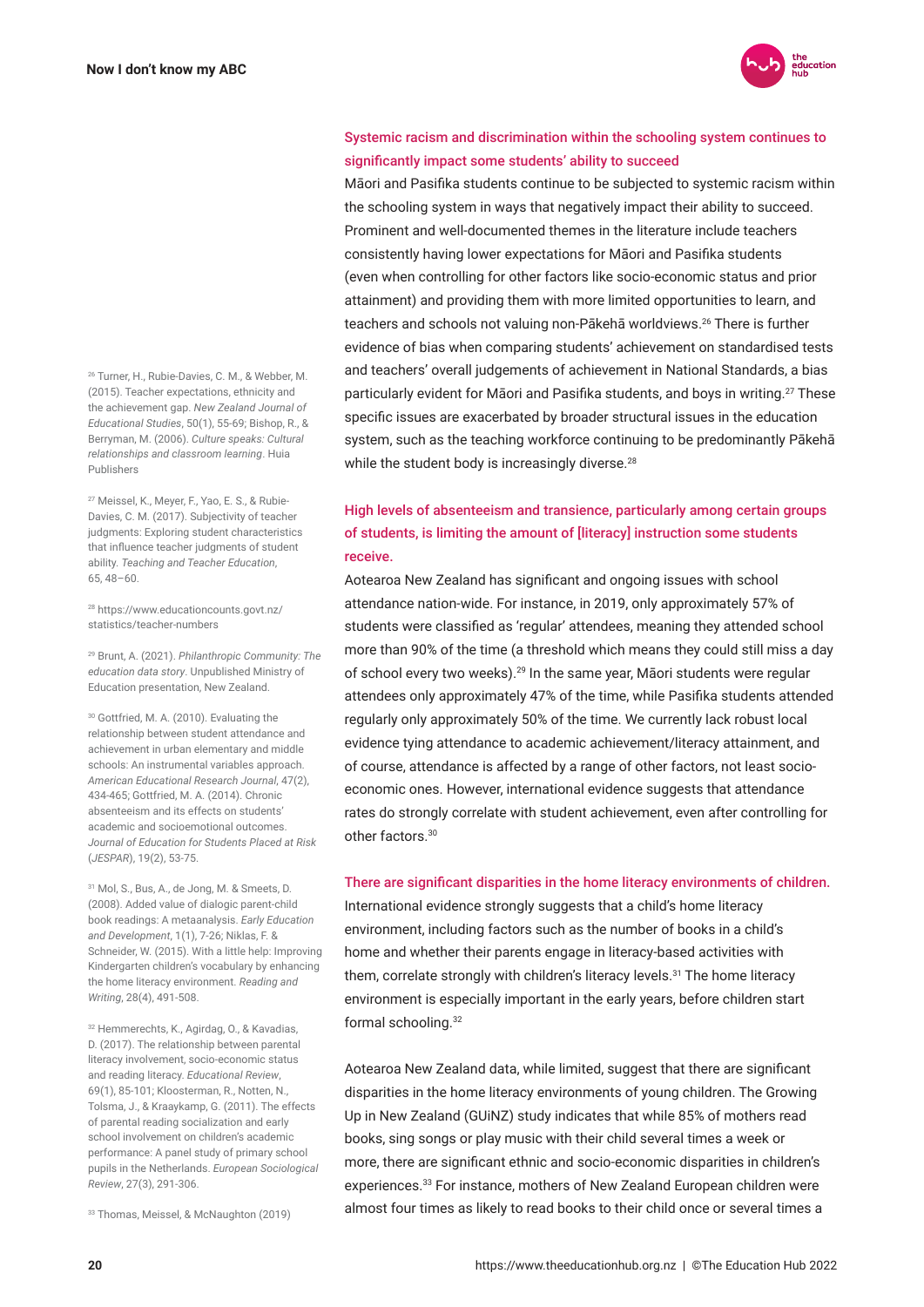### Systemic racism and discrimination within the schooling system continues to significantly impact some students' ability to succeed

Māori and Pasifika students continue to be subjected to systemic racism within the schooling system in ways that negatively impact their ability to succeed. Prominent and well-documented themes in the literature include teachers consistently having lower expectations for Māori and Pasifika students (even when controlling for other factors like socio-economic status and prior attainment) and providing them with more limited opportunities to learn, and teachers and schools not valuing non-Pākehā worldviews.[26] There is further evidence of bias when comparing students' achievement on standardised tests and teachers' overall judgements of achievement in National Standards, a bias particularly evident for Māori and Pasifika students, and boys in writing.[27] These specific issues are exacerbated by broader structural issues in the education system, such as the teaching workforce continuing to be predominantly Pākehā while the student body is increasingly diverse.[28]

### High levels of absenteeism and transience, particularly among certain groups of students, is limiting the amount of [literacy] instruction some students receive.

Aotearoa New Zealand has significant and ongoing issues with school attendance nation-wide. For instance, in 2019, only approximately 57% of students were classified as 'regular' attendees, meaning they attended school more than 90% of the time (a threshold which means they could still miss a day of school every two weeks).[29] In the same year, Māori students were regular attendees only approximately 47% of the time, while Pasifika students attended regularly only approximately 50% of the time. We currently lack robust local evidence tying attendance to academic achievement/literacy attainment, and of course, attendance is affected by a range of other factors, not least socio-economic ones. However, international evidence suggests that attendance rates do strongly correlate with student achievement, even after controlling for other factors.[30]

### There are significant disparities in the home literacy environments of children.

International evidence strongly suggests that a child's home literacy environment, including factors such as the number of books in a child's home and whether their parents engage in literacy-based activities with them, correlate strongly with children's literacy levels.[31] The home literacy environment is especially important in the early years, before children start formal schooling.[32]

Aotearoa New Zealand data, while limited, suggest that there are significant disparities in the home literacy environments of young children. The Growing Up in New Zealand (GUiNZ) study indicates that while 85% of mothers read books, sing songs or play music with their child several times a week or more, there are significant ethnic and socio-economic disparities in children's experiences.[33] For instance, mothers of New Zealand European children were almost four times as likely to read books to their child once or several times a

---

[26] Turner, H., Rubie-Davies, C. M., & Webber, M. (2015). Teacher expectations, ethnicity and the achievement gap. *New Zealand Journal of Educational Studies*, 50(1), 55-69; Bishop, R., & Berryman, M. (2006). *Culture speaks: Cultural relationships and classroom learning*. Huia Publishers

[27] Meissel, K., Meyer, F., Yao, E. S., & Rubie-Davies, C. M. (2017). Subjectivity of teacher judgments: Exploring student characteristics that influence teacher judgments of student ability. *Teaching and Teacher Education*, 65, 48–60.

[28] https://www.educationcounts.govt.nz/statistics/teacher-numbers

[29] Brunt, A. (2021). *Philanthropic Community: The education data story*. Unpublished Ministry of Education presentation, New Zealand.

[30] Gottfried, M. A. (2010). Evaluating the relationship between student attendance and achievement in urban elementary and middle schools: An instrumental variables approach. *American Educational Research Journal*, 47(2), 434-465; Gottfried, M. A. (2014). Chronic absenteeism and its effects on students' academic and socioemotional outcomes. *Journal of Education for Students Placed at Risk* (*JESPAR*), 19(2), 53-75.

[31] Mol, S., Bus, A., de Jong, M. & Smeets, D. (2008). Added value of dialogic parent-child book readings: A metaanalysis. *Early Education and Development*, 1(1), 7-26; Niklas, F. & Schneider, W. (2015). With a little help: Improving Kindergarten children's vocabulary by enhancing the home literacy environment. *Reading and Writing*, 28(4), 491-508.

[32] Hemmerechts, K., Agirdag, O., & Kavadias, D. (2017). The relationship between parental literacy involvement, socio-economic status and reading literacy. *Educational Review*, 69(1), 85-101; Kloosterman, R., Notten, N., Tolsma, J., & Kraaykamp, G. (2011). The effects of parental reading socialization and early school involvement on children's academic performance: A panel study of primary school pupils in the Netherlands. *European Sociological Review*, 27(3), 291-306.

[33] Thomas, Meissel, & McNaughton (2019)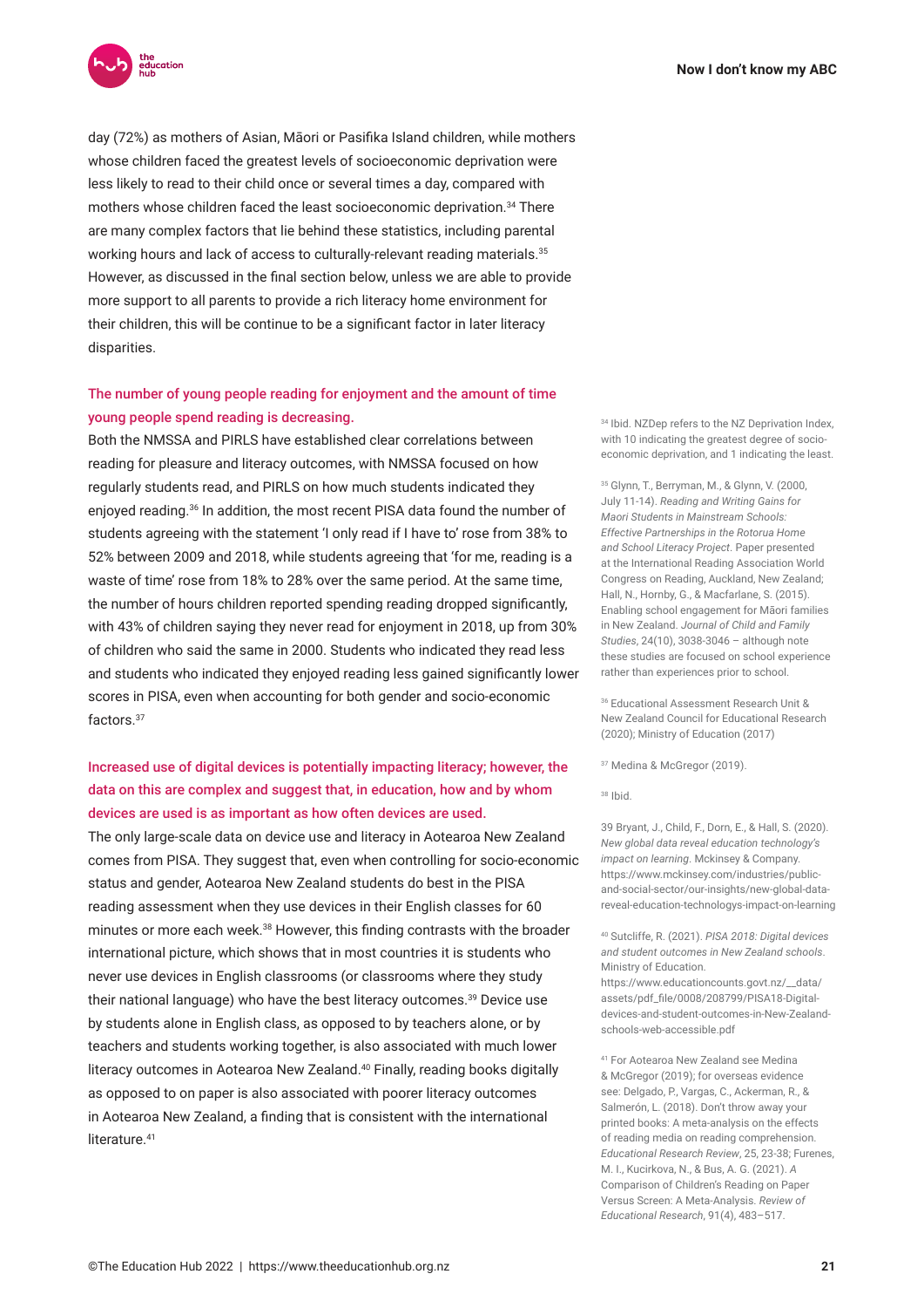day (72%) as mothers of Asian, Māori or Pasifika Island children, while mothers whose children faced the greatest levels of socioeconomic deprivation were less likely to read to their child once or several times a day, compared with mothers whose children faced the least socioeconomic deprivation.[34] There are many complex factors that lie behind these statistics, including parental working hours and lack of access to culturally-relevant reading materials.[35] However, as discussed in the final section below, unless we are able to provide more support to all parents to provide a rich literacy home environment for their children, this will be continue to be a significant factor in later literacy disparities.

### The number of young people reading for enjoyment and the amount of time young people spend reading is decreasing.

Both the NMSSA and PIRLS have established clear correlations between reading for pleasure and literacy outcomes, with NMSSA focused on how regularly students read, and PIRLS on how much students indicated they enjoyed reading.[36] In addition, the most recent PISA data found the number of students agreeing with the statement 'I only read if I have to' rose from 38% to 52% between 2009 and 2018, while students agreeing that 'for me, reading is a waste of time' rose from 18% to 28% over the same period. At the same time, the number of hours children reported spending reading dropped significantly, with 43% of children saying they never read for enjoyment in 2018, up from 30% of children who said the same in 2000. Students who indicated they read less and students who indicated they enjoyed reading less gained significantly lower scores in PISA, even when accounting for both gender and socio-economic factors.[37]

### Increased use of digital devices is potentially impacting literacy; however, the data on this are complex and suggest that, in education, how and by whom devices are used is as important as how often devices are used.

The only large-scale data on device use and literacy in Aotearoa New Zealand comes from PISA. They suggest that, even when controlling for socio-economic status and gender, Aotearoa New Zealand students do best in the PISA reading assessment when they use devices in their English classes for 60 minutes or more each week.[38] However, this finding contrasts with the broader international picture, which shows that in most countries it is students who never use devices in English classrooms (or classrooms where they study their national language) who have the best literacy outcomes.[39] Device use by students alone in English class, as opposed to by teachers alone, or by teachers and students working together, is also associated with much lower literacy outcomes in Aotearoa New Zealand.[40] Finally, reading books digitally as opposed to on paper is also associated with poorer literacy outcomes in Aotearoa New Zealand, a finding that is consistent with the international literature.[41]

---

[34] Ibid. NZDep refers to the NZ Deprivation Index, with 10 indicating the greatest degree of socio-economic deprivation, and 1 indicating the least.

[35] Glynn, T., Berryman, M., & Glynn, V. (2000, July 11-14). *Reading and Writing Gains for Maori Students in Mainstream Schools: Effective Partnerships in the Rotorua Home and School Literacy Project*. Paper presented at the International Reading Association World Congress on Reading, Auckland, New Zealand; Hall, N., Hornby, G., & Macfarlane, S. (2015). Enabling school engagement for Māori families in New Zealand. *Journal of Child and Family Studies*, 24(10), 3038-3046 – although note these studies are focused on school experience rather than experiences prior to school.

[36] Educational Assessment Research Unit & New Zealand Council for Educational Research (2020); Ministry of Education (2017)

[37] Medina & McGregor (2019).

[38] Ibid.

39 Bryant, J., Child, F., Dorn, E., & Hall, S. (2020). *New global data reveal education technology's impact on learning*. Mckinsey & Company. https://www.mckinsey.com/industries/public-and-social-sector/our-insights/new-global-data-reveal-education-technologys-impact-on-learning

[40] Sutcliffe, R. (2021). *PISA 2018: Digital devices and student outcomes in New Zealand schools*. Ministry of Education. https://www.educationcounts.govt.nz/__data/assets/pdf_file/0008/208799/PISA18-Digital-devices-and-student-outcomes-in-New-Zealand-schools-web-accessible.pdf

[41] For Aotearoa New Zealand see Medina & McGregor (2019); for overseas evidence see: Delgado, P., Vargas, C., Ackerman, R., & Salmerón, L. (2018). Don't throw away your printed books: A meta-analysis on the effects of reading media on reading comprehension. *Educational Research Review*, 25, 23-38; Furenes, M. I., Kucirkova, N., & Bus, A. G. (2021). *A* Comparison of Children's Reading on Paper Versus Screen: A Meta-Analysis. *Review of Educational Research*, 91(4), 483–517.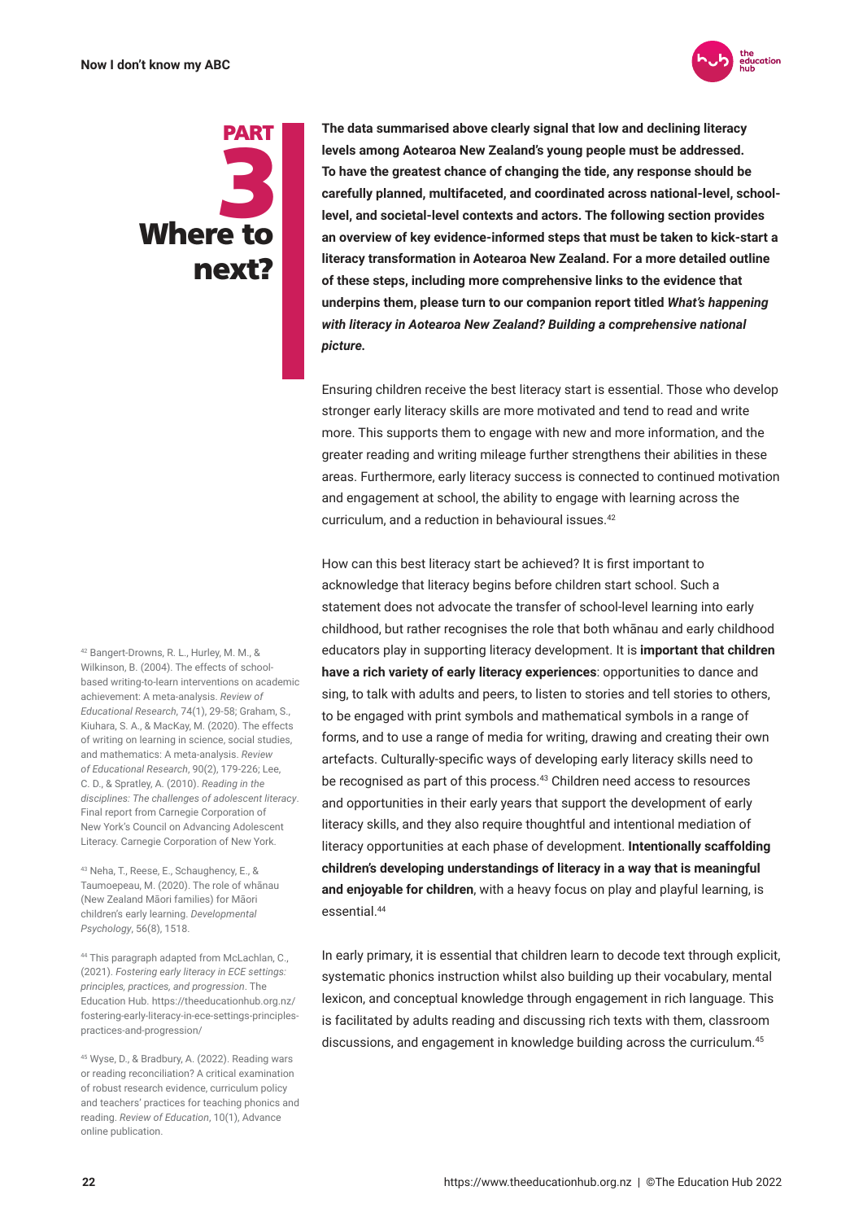# PART 3 Where to next?

**The data summarised above clearly signal that low and declining literacy levels among Aotearoa New Zealand's young people must be addressed. To have the greatest chance of changing the tide, any response should be carefully planned, multifaceted, and coordinated across national-level, school-level, and societal-level contexts and actors. The following section provides an overview of key evidence-informed steps that must be taken to kick-start a literacy transformation in Aotearoa New Zealand. For a more detailed outline of these steps, including more comprehensive links to the evidence that underpins them, please turn to our companion report titled *What's happening with literacy in Aotearoa New Zealand? Building a comprehensive national picture*.**

Ensuring children receive the best literacy start is essential. Those who develop stronger early literacy skills are more motivated and tend to read and write more. This supports them to engage with new and more information, and the greater reading and writing mileage further strengthens their abilities in these areas. Furthermore, early literacy success is connected to continued motivation and engagement at school, the ability to engage with learning across the curriculum, and a reduction in behavioural issues.[42]

How can this best literacy start be achieved? It is first important to acknowledge that literacy begins before children start school. Such a statement does not advocate the transfer of school-level learning into early childhood, but rather recognises the role that both whānau and early childhood educators play in supporting literacy development. It is **important that children have a rich variety of early literacy experiences**: opportunities to dance and sing, to talk with adults and peers, to listen to stories and tell stories to others, to be engaged with print symbols and mathematical symbols in a range of forms, and to use a range of media for writing, drawing and creating their own artefacts. Culturally-specific ways of developing early literacy skills need to be recognised as part of this process.[43] Children need access to resources and opportunities in their early years that support the development of early literacy skills, and they also require thoughtful and intentional mediation of literacy opportunities at each phase of development. **Intentionally scaffolding children's developing understandings of literacy in a way that is meaningful and enjoyable for children**, with a heavy focus on play and playful learning, is essential.[44]

In early primary, it is essential that children learn to decode text through explicit, systematic phonics instruction whilst also building up their vocabulary, mental lexicon, and conceptual knowledge through engagement in rich language. This is facilitated by adults reading and discussing rich texts with them, classroom discussions, and engagement in knowledge building across the curriculum.[45]

---

[42] Bangert-Drowns, R. L., Hurley, M. M., & Wilkinson, B. (2004). The effects of school-based writing-to-learn interventions on academic achievement: A meta-analysis. *Review of Educational Research*, 74(1), 29-58; Graham, S., Kiuhara, S. A., & MacKay, M. (2020). The effects of writing on learning in science, social studies, and mathematics: A meta-analysis. *Review of Educational Research*, 90(2), 179-226; Lee, C. D., & Spratley, A. (2010). *Reading in the disciplines: The challenges of adolescent literacy*. Final report from Carnegie Corporation of New York's Council on Advancing Adolescent Literacy. Carnegie Corporation of New York.

[43] Neha, T., Reese, E., Schaughency, E., & Taumoepeau, M. (2020). The role of whānau (New Zealand Māori families) for Māori children's early learning. *Developmental Psychology*, 56(8), 1518.

[44] This paragraph adapted from McLachlan, C., (2021). *Fostering early literacy in ECE settings: principles, practices, and progression*. The Education Hub. https://theeducationhub.org.nz/fostering-early-literacy-in-ece-settings-principles-practices-and-progression/

[45] Wyse, D., & Bradbury, A. (2022). Reading wars or reading reconciliation? A critical examination of robust research evidence, curriculum policy and teachers' practices for teaching phonics and reading. *Review of Education*, 10(1), Advance online publication.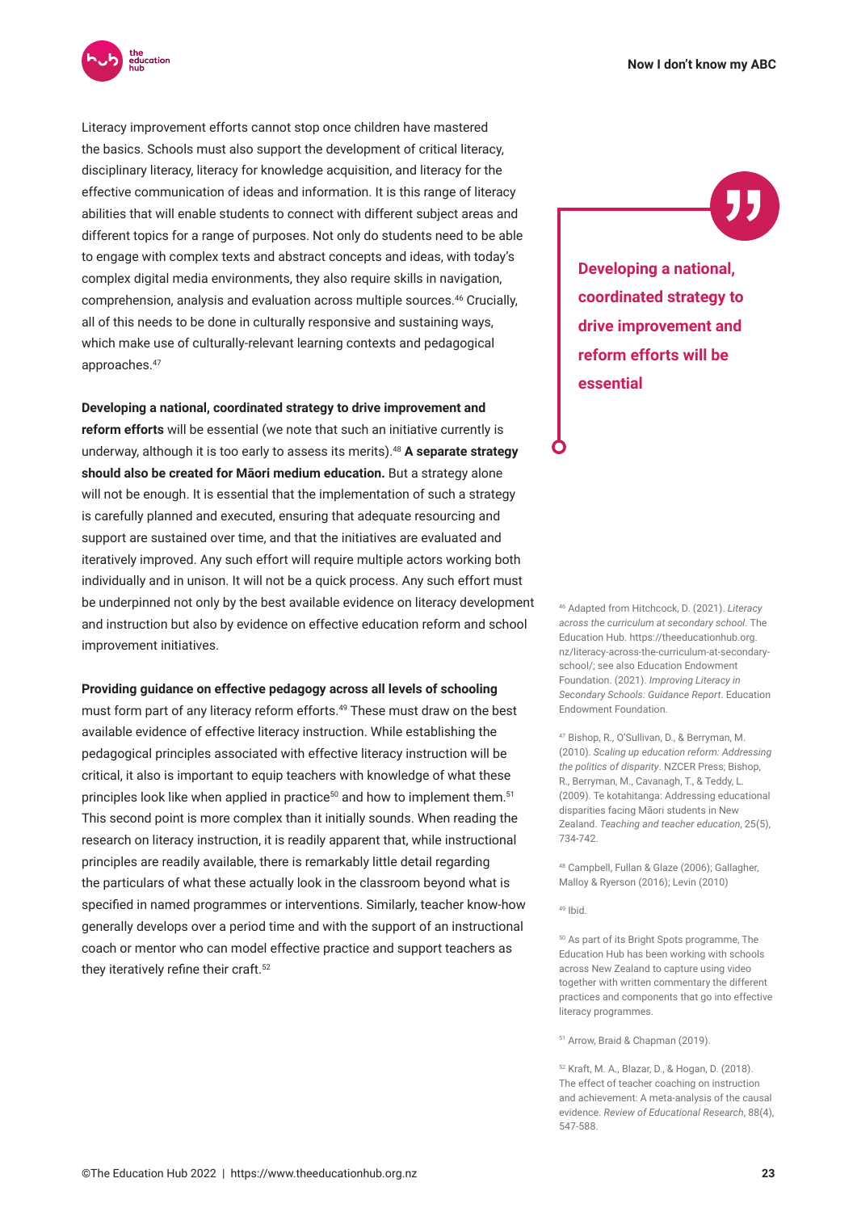Literacy improvement efforts cannot stop once children have mastered the basics. Schools must also support the development of critical literacy, disciplinary literacy, literacy for knowledge acquisition, and literacy for the effective communication of ideas and information. It is this range of literacy abilities that will enable students to connect with different subject areas and different topics for a range of purposes. Not only do students need to be able to engage with complex texts and abstract concepts and ideas, with today's complex digital media environments, they also require skills in navigation, comprehension, analysis and evaluation across multiple sources.[46] Crucially, all of this needs to be done in culturally responsive and sustaining ways, which make use of culturally-relevant learning contexts and pedagogical approaches.[47]

> **Developing a national, coordinated strategy to drive improvement and reform efforts will be essential**

**Developing a national, coordinated strategy to drive improvement and reform efforts** will be essential (we note that such an initiative currently is underway, although it is too early to assess its merits).[48] **A separate strategy should also be created for Māori medium education.** But a strategy alone will not be enough. It is essential that the implementation of such a strategy is carefully planned and executed, ensuring that adequate resourcing and support are sustained over time, and that the initiatives are evaluated and iteratively improved. Any such effort will require multiple actors working both individually and in unison. It will not be a quick process. Any such effort must be underpinned not only by the best available evidence on literacy development and instruction but also by evidence on effective education reform and school improvement initiatives.

**Providing guidance on effective pedagogy across all levels of schooling** must form part of any literacy reform efforts.[49] These must draw on the best available evidence of effective literacy instruction. While establishing the pedagogical principles associated with effective literacy instruction will be critical, it also is important to equip teachers with knowledge of what these principles look like when applied in practice[50] and how to implement them.[51] This second point is more complex than it initially sounds. When reading the research on literacy instruction, it is readily apparent that, while instructional principles are readily available, there is remarkably little detail regarding the particulars of what these actually look in the classroom beyond what is specified in named programmes or interventions. Similarly, teacher know-how generally develops over a period time and with the support of an instructional coach or mentor who can model effective practice and support teachers as they iteratively refine their craft.[52]

---

[46] Adapted from Hitchcock, D. (2021). *Literacy across the curriculum at secondary school*. The Education Hub. https://theeducationhub.org.nz/literacy-across-the-curriculum-at-secondary-school/; see also Education Endowment Foundation. (2021). *Improving Literacy in Secondary Schools: Guidance Report*. Education Endowment Foundation.

[47] Bishop, R., O'Sullivan, D., & Berryman, M. (2010). *Scaling up education reform: Addressing the politics of disparity*. NZCER Press; Bishop, R., Berryman, M., Cavanagh, T., & Teddy, L. (2009). Te kotahitanga: Addressing educational disparities facing Māori students in New Zealand. *Teaching and teacher education*, 25(5), 734-742.

[48] Campbell, Fullan & Glaze (2006); Gallagher, Malloy & Ryerson (2016); Levin (2010)

[49] Ibid.

[50] As part of its Bright Spots programme, The Education Hub has been working with schools across New Zealand to capture using video together with written commentary the different practices and components that go into effective literacy programmes.

[51] Arrow, Braid & Chapman (2019).

[52] Kraft, M. A., Blazar, D., & Hogan, D. (2018). The effect of teacher coaching on instruction and achievement: A meta-analysis of the causal evidence. *Review of Educational Research*, 88(4), 547-588.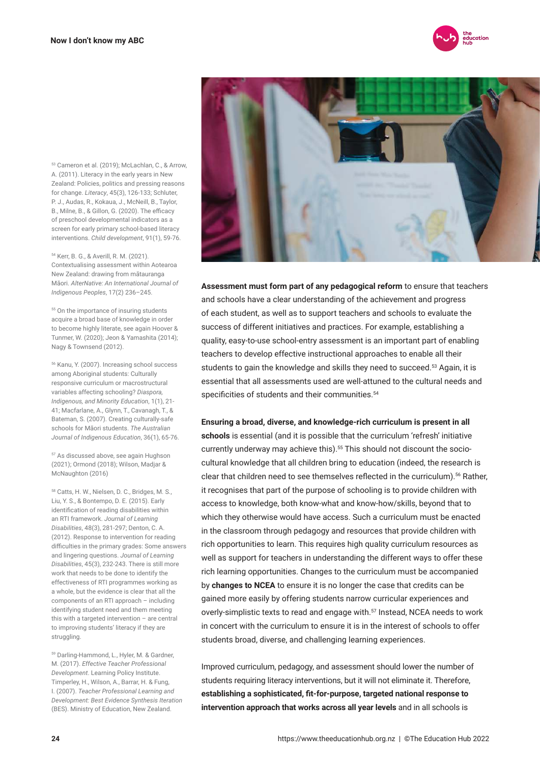**Assessment must form part of any pedagogical reform** to ensure that teachers and schools have a clear understanding of the achievement and progress of each student, as well as to support teachers and schools to evaluate the success of different initiatives and practices. For example, establishing a quality, easy-to-use school-entry assessment is an important part of enabling teachers to develop effective instructional approaches to enable all their students to gain the knowledge and skills they need to succeed.[53] Again, it is essential that all assessments used are well-attuned to the cultural needs and specificities of students and their communities.[54]

**Ensuring a broad, diverse, and knowledge-rich curriculum is present in all schools** is essential (and it is possible that the curriculum 'refresh' initiative currently underway may achieve this).[55] This should not discount the socio-cultural knowledge that all children bring to education (indeed, the research is clear that children need to see themselves reflected in the curriculum).[56] Rather, it recognises that part of the purpose of schooling is to provide children with access to knowledge, both know-what and know-how/skills, beyond that to which they otherwise would have access. Such a curriculum must be enacted in the classroom through pedagogy and resources that provide children with rich opportunities to learn. This requires high quality curriculum resources as well as support for teachers in understanding the different ways to offer these rich learning opportunities. Changes to the curriculum must be accompanied by **changes to NCEA** to ensure it is no longer the case that credits can be gained more easily by offering students narrow curricular experiences and overly-simplistic texts to read and engage with.[57] Instead, NCEA needs to work in concert with the curriculum to ensure it is in the interest of schools to offer students broad, diverse, and challenging learning experiences.

Improved curriculum, pedagogy, and assessment should lower the number of students requiring literacy interventions, but it will not eliminate it. Therefore, **establishing a sophisticated, fit-for-purpose, targeted national response to intervention approach that works across all year levels** and in all schools is

---

[53] Cameron et al. (2019); McLachlan, C., & Arrow, A. (2011). Literacy in the early years in New Zealand: Policies, politics and pressing reasons for change. *Literacy*, 45(3), 126-133; Schluter, P. J., Audas, R., Kokaua, J., McNeill, B., Taylor, B., Milne, B., & Gillon, G. (2020). The efficacy of preschool developmental indicators as a screen for early primary school-based literacy interventions. *Child development*, 91(1), 59-76.

[54] Kerr, B. G., & Averill, R. M. (2021). Contextualising assessment within Aotearoa New Zealand: drawing from mātauranga Māori. *AlterNative: An International Journal of Indigenous Peoples*, 17(2) 236–245.

[55] On the importance of insuring students acquire a broad base of knowledge in order to become highly literate, see again Hoover & Tunmer, W. (2020); Jeon & Yamashita (2014); Nagy & Townsend (2012).

[56] Kanu, Y. (2007). Increasing school success among Aboriginal students: Culturally responsive curriculum or macrostructural variables affecting schooling? *Diaspora, Indigenous, and Minority Education*, 1(1), 21-41; Macfarlane, A., Glynn, T., Cavanagh, T., & Bateman, S. (2007). Creating culturally-safe schools for Māori students. *The Australian Journal of Indigenous Education*, 36(1), 65-76.

[57] As discussed above, see again Hughson (2021); Ormond (2018); Wilson, Madjar & McNaughton (2016)

[58] Catts, H. W., Nielsen, D. C., Bridges, M. S., Liu, Y. S., & Bontempo, D. E. (2015). Early identification of reading disabilities within an RTI framework. *Journal of Learning Disabilities*, 48(3), 281-297; Denton, C. A. (2012). Response to intervention for reading difficulties in the primary grades: Some answers and lingering questions. *Journal of Learning Disabilities*, 45(3), 232-243. There is still more work that needs to be done to identify the effectiveness of RTI programmes working as a whole, but the evidence is clear that all the components of an RTI approach – including identifying student need and them meeting this with a targeted intervention – are central to improving students' literacy if they are struggling.

[59] Darling-Hammond, L., Hyler, M. & Gardner, M. (2017). *Effective Teacher Professional Development*. Learning Policy Institute. Timperley, H., Wilson, A., Barrar, H. & Fung, I. (2007). *Teacher Professional Learning and Development: Best Evidence Synthesis Iteration* (BES). Ministry of Education, New Zealand.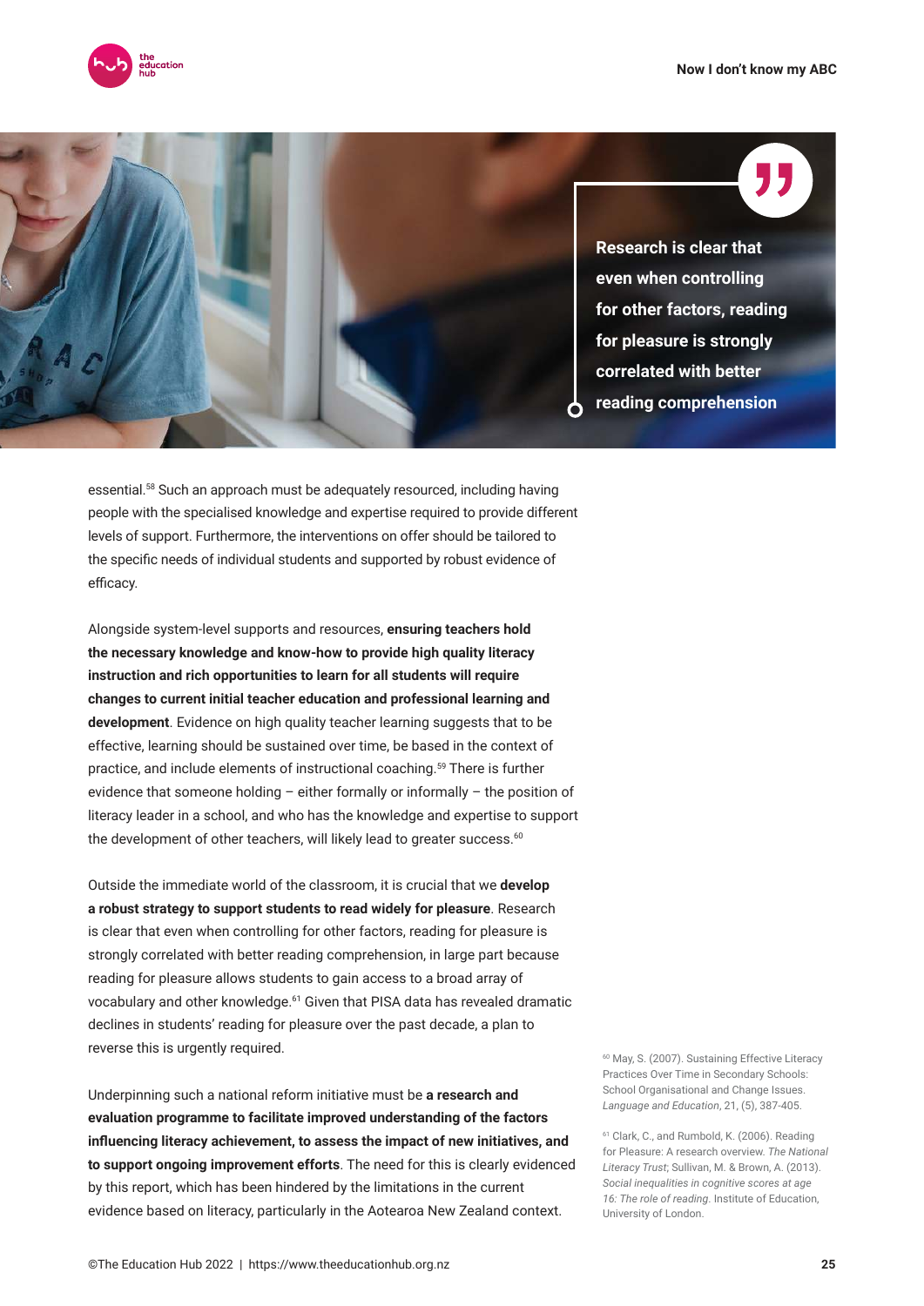> **Research is clear that even when controlling for other factors, reading for pleasure is strongly correlated with better reading comprehension**

essential.[58] Such an approach must be adequately resourced, including having people with the specialised knowledge and expertise required to provide different levels of support. Furthermore, the interventions on offer should be tailored to the specific needs of individual students and supported by robust evidence of efficacy.

Alongside system-level supports and resources, **ensuring teachers hold the necessary knowledge and know-how to provide high quality literacy instruction and rich opportunities to learn for all students will require changes to current initial teacher education and professional learning and development**. Evidence on high quality teacher learning suggests that to be effective, learning should be sustained over time, be based in the context of practice, and include elements of instructional coaching.[59] There is further evidence that someone holding – either formally or informally – the position of literacy leader in a school, and who has the knowledge and expertise to support the development of other teachers, will likely lead to greater success.[60]

Outside the immediate world of the classroom, it is crucial that we **develop a robust strategy to support students to read widely for pleasure**. Research is clear that even when controlling for other factors, reading for pleasure is strongly correlated with better reading comprehension, in large part because reading for pleasure allows students to gain access to a broad array of vocabulary and other knowledge.[61] Given that PISA data has revealed dramatic declines in students' reading for pleasure over the past decade, a plan to reverse this is urgently required.

Underpinning such a national reform initiative must be **a research and evaluation programme to facilitate improved understanding of the factors influencing literacy achievement, to assess the impact of new initiatives, and to support ongoing improvement efforts**. The need for this is clearly evidenced by this report, which has been hindered by the limitations in the current evidence based on literacy, particularly in the Aotearoa New Zealand context.

[60] May, S. (2007). Sustaining Effective Literacy Practices Over Time in Secondary Schools: School Organisational and Change Issues. *Language and Education*, 21, (5), 387-405.

[61] Clark, C., and Rumbold, K. (2006). Reading for Pleasure: A research overview. *The National Literacy Trust*; Sullivan, M. & Brown, A. (2013). *Social inequalities in cognitive scores at age 16: The role of reading.* Institute of Education, University of London.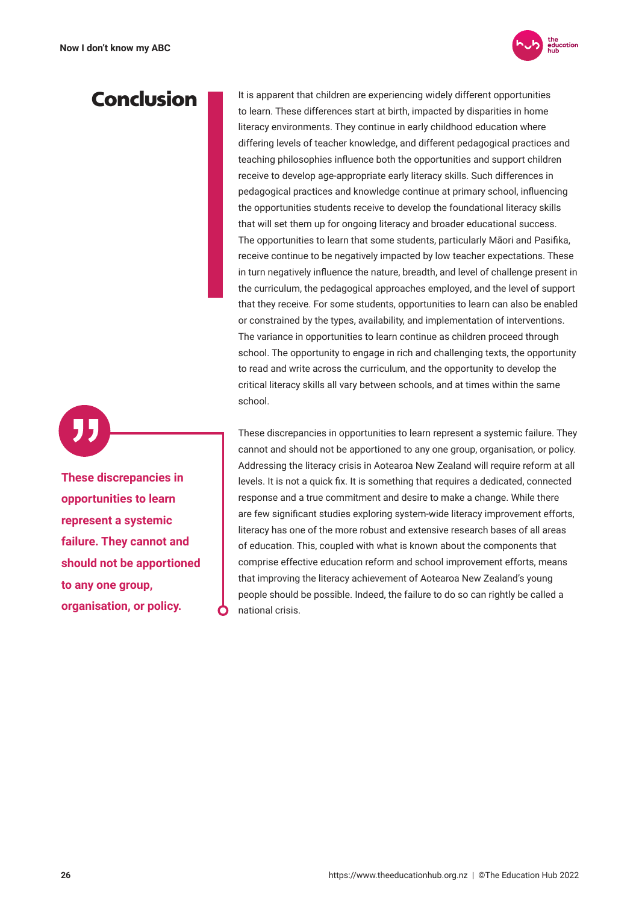# Conclusion

It is apparent that children are experiencing widely different opportunities to learn. These differences start at birth, impacted by disparities in home literacy environments. They continue in early childhood education where differing levels of teacher knowledge, and different pedagogical practices and teaching philosophies influence both the opportunities and support children receive to develop age-appropriate early literacy skills. Such differences in pedagogical practices and knowledge continue at primary school, influencing the opportunities students receive to develop the foundational literacy skills that will set them up for ongoing literacy and broader educational success. The opportunities to learn that some students, particularly Māori and Pasifika, receive continue to be negatively impacted by low teacher expectations. These in turn negatively influence the nature, breadth, and level of challenge present in the curriculum, the pedagogical approaches employed, and the level of support that they receive. For some students, opportunities to learn can also be enabled or constrained by the types, availability, and implementation of interventions. The variance in opportunities to learn continue as children proceed through school. The opportunity to engage in rich and challenging texts, the opportunity to read and write across the curriculum, and the opportunity to develop the critical literacy skills all vary between schools, and at times within the same school.

> **These discrepancies in opportunities to learn represent a systemic failure. They cannot and should not be apportioned to any one group, organisation, or policy.**

These discrepancies in opportunities to learn represent a systemic failure. They cannot and should not be apportioned to any one group, organisation, or policy. Addressing the literacy crisis in Aotearoa New Zealand will require reform at all levels. It is not a quick fix. It is something that requires a dedicated, connected response and a true commitment and desire to make a change. While there are few significant studies exploring system-wide literacy improvement efforts, literacy has one of the more robust and extensive research bases of all areas of education. This, coupled with what is known about the components that comprise effective education reform and school improvement efforts, means that improving the literacy achievement of Aotearoa New Zealand's young people should be possible. Indeed, the failure to do so can rightly be called a national crisis.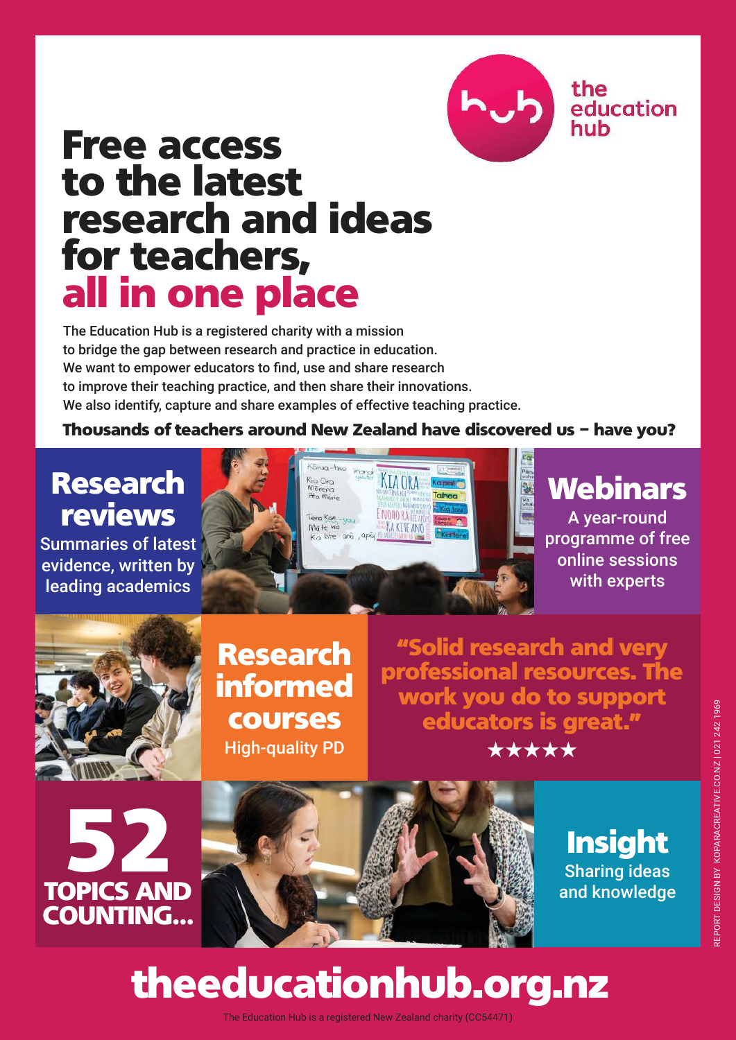the education hub

# Free access to the latest research and ideas for teachers, all in one place

The Education Hub is a registered charity with a mission to bridge the gap between research and practice in education. We want to empower educators to find, use and share research to improve their teaching practice, and then share their innovations. We also identify, capture and share examples of effective teaching practice.

**Thousands of teachers around New Zealand have discovered us – have you?**

## Research reviews

Summaries of latest evidence, written by leading academics

## Webinars

A year-round programme of free online sessions with experts

## Research informed courses

High-quality PD

**"Solid research and very professional resources. The work you do to support educators is great."**

★★★★★

## 52 TOPICS AND COUNTING...

## Insight

Sharing ideas and knowledge

# theeducationhub.org.nz

The Education Hub is a registered New Zealand charity (CC54471)

REPORT DESIGN BY KOPARACREATIVE.CO.NZ | 021 242 1969